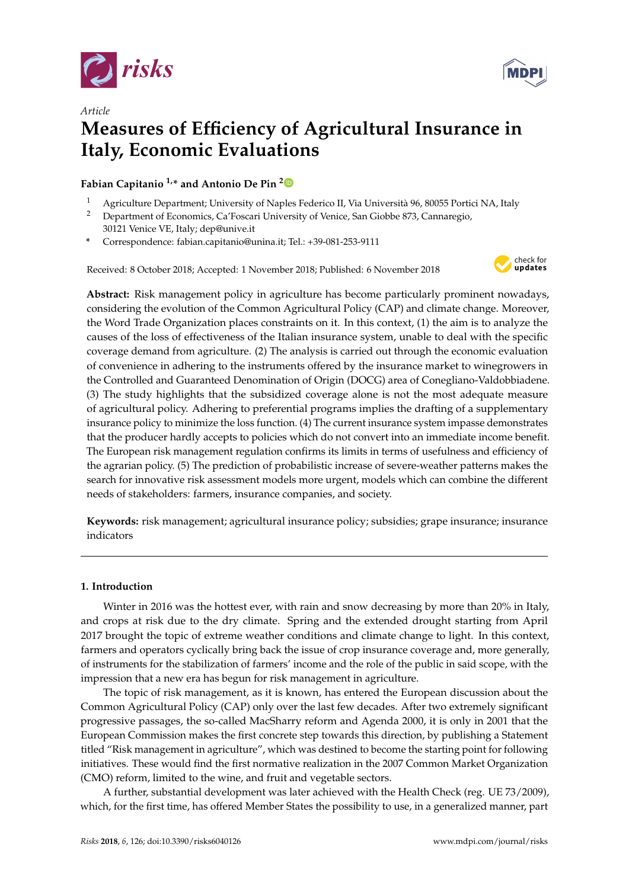*Article*

# Measures of Efficiency of Agricultural Insurance in Italy, Economic Evaluations

**Fabian Capitanio [1,*] and Antonio De Pin [2]**

[1] Agriculture Department; University of Naples Federico II, Via Università 96, 80055 Portici NA, Italy

[2] Department of Economics, Ca'Foscari University of Venice, San Giobbe 873, Cannaregio, 30121 Venice VE, Italy; dep@unive.it

[*] Correspondence: fabian.capitanio@unina.it; Tel.: +39-081-253-9111

Received: 8 October 2018; Accepted: 1 November 2018; Published: 6 November 2018

**Abstract:** Risk management policy in agriculture has become particularly prominent nowadays, considering the evolution of the Common Agricultural Policy (CAP) and climate change. Moreover, the Word Trade Organization places constraints on it. In this context, (1) the aim is to analyze the causes of the loss of effectiveness of the Italian insurance system, unable to deal with the specific coverage demand from agriculture. (2) The analysis is carried out through the economic evaluation of convenience in adhering to the instruments offered by the insurance market to winegrowers in the Controlled and Guaranteed Denomination of Origin (DOCG) area of Conegliano-Valdobbiadene. (3) The study highlights that the subsidized coverage alone is not the most adequate measure of agricultural policy. Adhering to preferential programs implies the drafting of a supplementary insurance policy to minimize the loss function. (4) The current insurance system impasse demonstrates that the producer hardly accepts to policies which do not convert into an immediate income benefit. The European risk management regulation confirms its limits in terms of usefulness and efficiency of the agrarian policy. (5) The prediction of probabilistic increase of severe-weather patterns makes the search for innovative risk assessment models more urgent, models which can combine the different needs of stakeholders: farmers, insurance companies, and society.

**Keywords:** risk management; agricultural insurance policy; subsidies; grape insurance; insurance indicators

## 1. Introduction

Winter in 2016 was the hottest ever, with rain and snow decreasing by more than 20% in Italy, and crops at risk due to the dry climate. Spring and the extended drought starting from April 2017 brought the topic of extreme weather conditions and climate change to light. In this context, farmers and operators cyclically bring back the issue of crop insurance coverage and, more generally, of instruments for the stabilization of farmers' income and the role of the public in said scope, with the impression that a new era has begun for risk management in agriculture.

The topic of risk management, as it is known, has entered the European discussion about the Common Agricultural Policy (CAP) only over the last few decades. After two extremely significant progressive passages, the so-called MacSharry reform and Agenda 2000, it is only in 2001 that the European Commission makes the first concrete step towards this direction, by publishing a Statement titled "Risk management in agriculture", which was destined to become the starting point for following initiatives. These would find the first normative realization in the 2007 Common Market Organization (CMO) reform, limited to the wine, and fruit and vegetable sectors.

A further, substantial development was later achieved with the Health Check (reg. UE 73/2009), which, for the first time, has offered Member States the possibility to use, in a generalized manner, part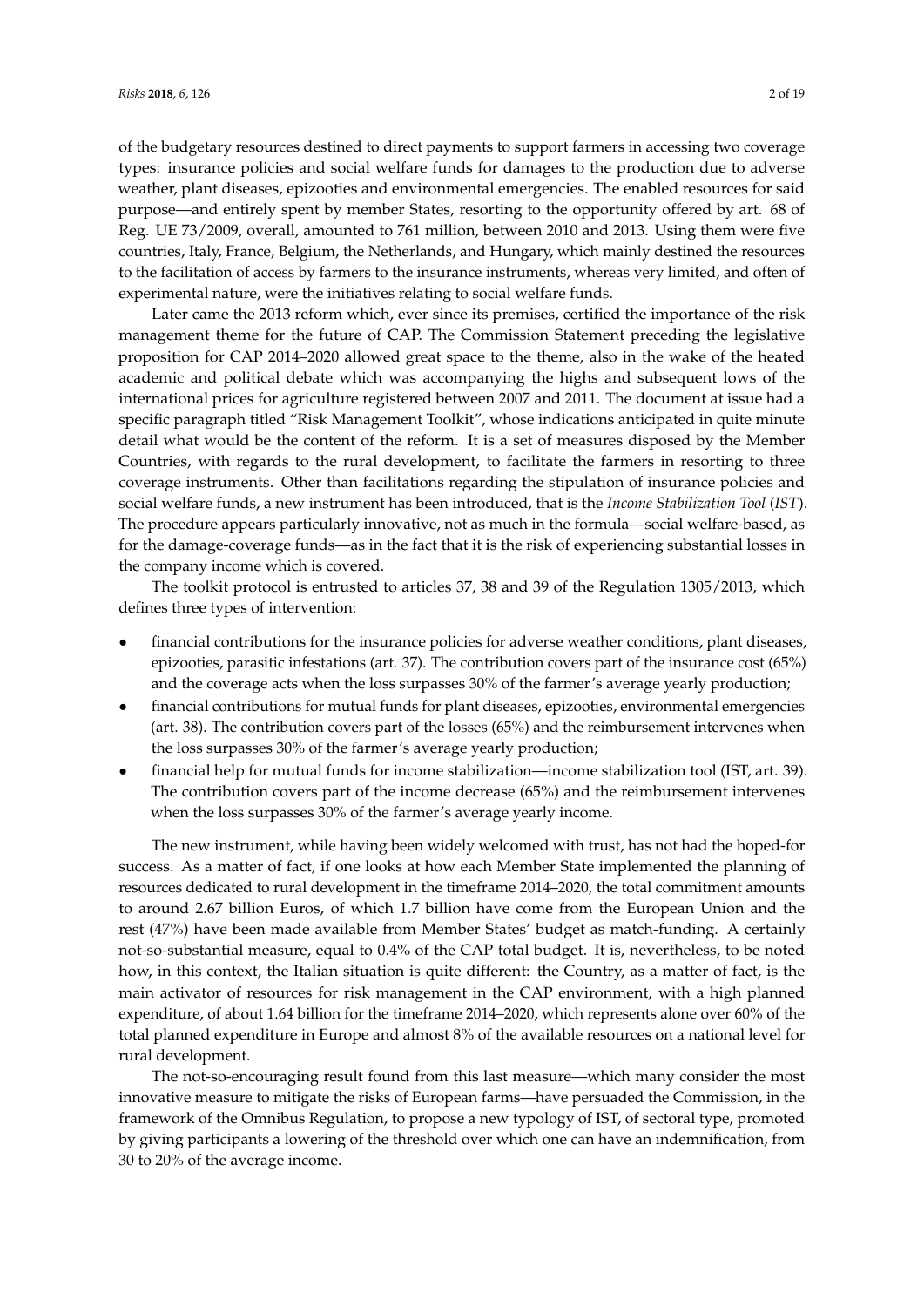of the budgetary resources destined to direct payments to support farmers in accessing two coverage types: insurance policies and social welfare funds for damages to the production due to adverse weather, plant diseases, epizooties and environmental emergencies. The enabled resources for said purpose—and entirely spent by member States, resorting to the opportunity offered by art. 68 of Reg. UE 73/2009, overall, amounted to 761 million, between 2010 and 2013. Using them were five countries, Italy, France, Belgium, the Netherlands, and Hungary, which mainly destined the resources to the facilitation of access by farmers to the insurance instruments, whereas very limited, and often of experimental nature, were the initiatives relating to social welfare funds.

Later came the 2013 reform which, ever since its premises, certified the importance of the risk management theme for the future of CAP. The Commission Statement preceding the legislative proposition for CAP 2014–2020 allowed great space to the theme, also in the wake of the heated academic and political debate which was accompanying the highs and subsequent lows of the international prices for agriculture registered between 2007 and 2011. The document at issue had a specific paragraph titled "Risk Management Toolkit", whose indications anticipated in quite minute detail what would be the content of the reform. It is a set of measures disposed by the Member Countries, with regards to the rural development, to facilitate the farmers in resorting to three coverage instruments. Other than facilitations regarding the stipulation of insurance policies and social welfare funds, a new instrument has been introduced, that is the *Income Stabilization Tool* (*IST*). The procedure appears particularly innovative, not as much in the formula—social welfare-based, as for the damage-coverage funds—as in the fact that it is the risk of experiencing substantial losses in the company income which is covered.

The toolkit protocol is entrusted to articles 37, 38 and 39 of the Regulation 1305/2013, which defines three types of intervention:

- financial contributions for the insurance policies for adverse weather conditions, plant diseases, epizooties, parasitic infestations (art. 37). The contribution covers part of the insurance cost (65%) and the coverage acts when the loss surpasses 30% of the farmer's average yearly production;
- financial contributions for mutual funds for plant diseases, epizooties, environmental emergencies (art. 38). The contribution covers part of the losses (65%) and the reimbursement intervenes when the loss surpasses 30% of the farmer's average yearly production;
- financial help for mutual funds for income stabilization—income stabilization tool (IST, art. 39). The contribution covers part of the income decrease (65%) and the reimbursement intervenes when the loss surpasses 30% of the farmer's average yearly income.

The new instrument, while having been widely welcomed with trust, has not had the hoped-for success. As a matter of fact, if one looks at how each Member State implemented the planning of resources dedicated to rural development in the timeframe 2014–2020, the total commitment amounts to around 2.67 billion Euros, of which 1.7 billion have come from the European Union and the rest (47%) have been made available from Member States' budget as match-funding. A certainly not-so-substantial measure, equal to 0.4% of the CAP total budget. It is, nevertheless, to be noted how, in this context, the Italian situation is quite different: the Country, as a matter of fact, is the main activator of resources for risk management in the CAP environment, with a high planned expenditure, of about 1.64 billion for the timeframe 2014–2020, which represents alone over 60% of the total planned expenditure in Europe and almost 8% of the available resources on a national level for rural development.

The not-so-encouraging result found from this last measure—which many consider the most innovative measure to mitigate the risks of European farms—have persuaded the Commission, in the framework of the Omnibus Regulation, to propose a new typology of IST, of sectoral type, promoted by giving participants a lowering of the threshold over which one can have an indemnification, from 30 to 20% of the average income.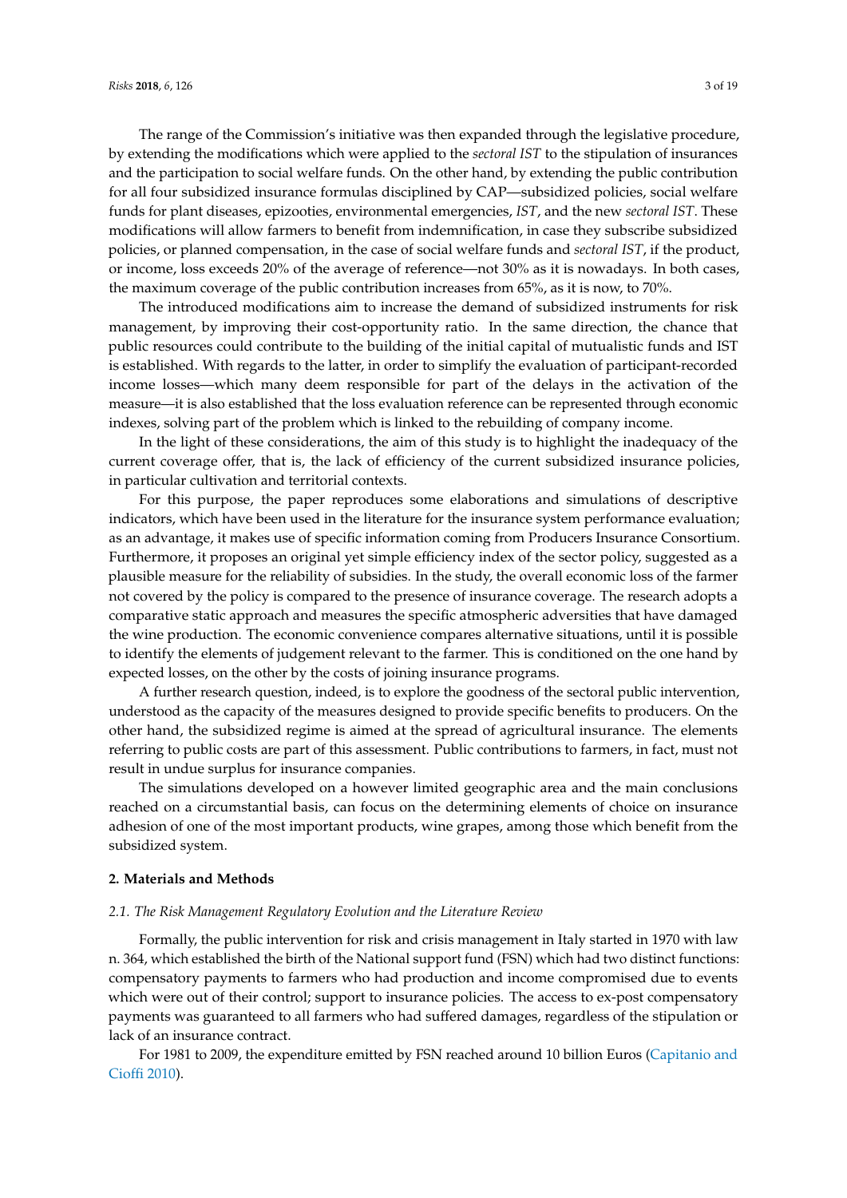The range of the Commission's initiative was then expanded through the legislative procedure, by extending the modifications which were applied to the *sectoral IST* to the stipulation of insurances and the participation to social welfare funds. On the other hand, by extending the public contribution for all four subsidized insurance formulas disciplined by CAP—subsidized policies, social welfare funds for plant diseases, epizooties, environmental emergencies, *IST*, and the new *sectoral IST*. These modifications will allow farmers to benefit from indemnification, in case they subscribe subsidized policies, or planned compensation, in the case of social welfare funds and *sectoral IST*, if the product, or income, loss exceeds 20% of the average of reference—not 30% as it is nowadays. In both cases, the maximum coverage of the public contribution increases from 65%, as it is now, to 70%.

The introduced modifications aim to increase the demand of subsidized instruments for risk management, by improving their cost-opportunity ratio. In the same direction, the chance that public resources could contribute to the building of the initial capital of mutualistic funds and IST is established. With regards to the latter, in order to simplify the evaluation of participant-recorded income losses—which many deem responsible for part of the delays in the activation of the measure—it is also established that the loss evaluation reference can be represented through economic indexes, solving part of the problem which is linked to the rebuilding of company income.

In the light of these considerations, the aim of this study is to highlight the inadequacy of the current coverage offer, that is, the lack of efficiency of the current subsidized insurance policies, in particular cultivation and territorial contexts.

For this purpose, the paper reproduces some elaborations and simulations of descriptive indicators, which have been used in the literature for the insurance system performance evaluation; as an advantage, it makes use of specific information coming from Producers Insurance Consortium. Furthermore, it proposes an original yet simple efficiency index of the sector policy, suggested as a plausible measure for the reliability of subsidies. In the study, the overall economic loss of the farmer not covered by the policy is compared to the presence of insurance coverage. The research adopts a comparative static approach and measures the specific atmospheric adversities that have damaged the wine production. The economic convenience compares alternative situations, until it is possible to identify the elements of judgement relevant to the farmer. This is conditioned on the one hand by expected losses, on the other by the costs of joining insurance programs.

A further research question, indeed, is to explore the goodness of the sectoral public intervention, understood as the capacity of the measures designed to provide specific benefits to producers. On the other hand, the subsidized regime is aimed at the spread of agricultural insurance. The elements referring to public costs are part of this assessment. Public contributions to farmers, in fact, must not result in undue surplus for insurance companies.

The simulations developed on a however limited geographic area and the main conclusions reached on a circumstantial basis, can focus on the determining elements of choice on insurance adhesion of one of the most important products, wine grapes, among those which benefit from the subsidized system.

## 2. Materials and Methods

### *2.1. The Risk Management Regulatory Evolution and the Literature Review*

Formally, the public intervention for risk and crisis management in Italy started in 1970 with law n. 364, which established the birth of the National support fund (FSN) which had two distinct functions: compensatory payments to farmers who had production and income compromised due to events which were out of their control; support to insurance policies. The access to ex-post compensatory payments was guaranteed to all farmers who had suffered damages, regardless of the stipulation or lack of an insurance contract.

For 1981 to 2009, the expenditure emitted by FSN reached around 10 billion Euros (Capitanio and Cioffi 2010).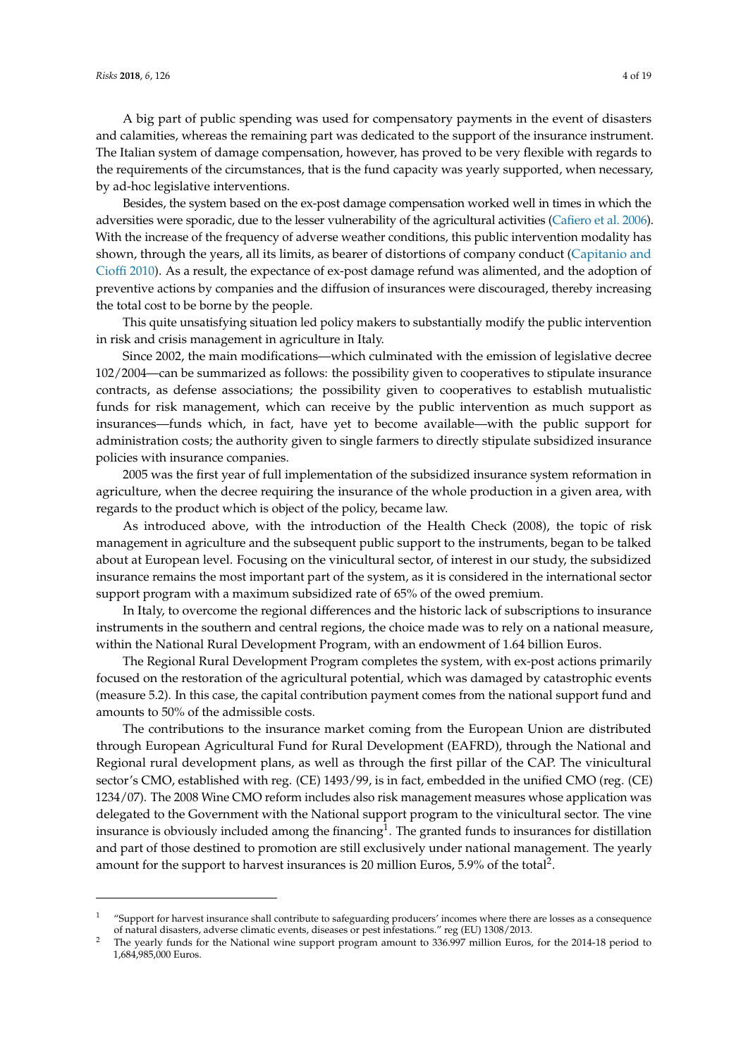A big part of public spending was used for compensatory payments in the event of disasters and calamities, whereas the remaining part was dedicated to the support of the insurance instrument. The Italian system of damage compensation, however, has proved to be very flexible with regards to the requirements of the circumstances, that is the fund capacity was yearly supported, when necessary, by ad-hoc legislative interventions.

Besides, the system based on the ex-post damage compensation worked well in times in which the adversities were sporadic, due to the lesser vulnerability of the agricultural activities (Cafiero et al. 2006). With the increase of the frequency of adverse weather conditions, this public intervention modality has shown, through the years, all its limits, as bearer of distortions of company conduct (Capitanio and Cioffi 2010). As a result, the expectance of ex-post damage refund was alimented, and the adoption of preventive actions by companies and the diffusion of insurances were discouraged, thereby increasing the total cost to be borne by the people.

This quite unsatisfying situation led policy makers to substantially modify the public intervention in risk and crisis management in agriculture in Italy.

Since 2002, the main modifications—which culminated with the emission of legislative decree 102/2004—can be summarized as follows: the possibility given to cooperatives to stipulate insurance contracts, as defense associations; the possibility given to cooperatives to establish mutualistic funds for risk management, which can receive by the public intervention as much support as insurances—funds which, in fact, have yet to become available—with the public support for administration costs; the authority given to single farmers to directly stipulate subsidized insurance policies with insurance companies.

2005 was the first year of full implementation of the subsidized insurance system reformation in agriculture, when the decree requiring the insurance of the whole production in a given area, with regards to the product which is object of the policy, became law.

As introduced above, with the introduction of the Health Check (2008), the topic of risk management in agriculture and the subsequent public support to the instruments, began to be talked about at European level. Focusing on the vinicultural sector, of interest in our study, the subsidized insurance remains the most important part of the system, as it is considered in the international sector support program with a maximum subsidized rate of 65% of the owed premium.

In Italy, to overcome the regional differences and the historic lack of subscriptions to insurance instruments in the southern and central regions, the choice made was to rely on a national measure, within the National Rural Development Program, with an endowment of 1.64 billion Euros.

The Regional Rural Development Program completes the system, with ex-post actions primarily focused on the restoration of the agricultural potential, which was damaged by catastrophic events (measure 5.2). In this case, the capital contribution payment comes from the national support fund and amounts to 50% of the admissible costs.

The contributions to the insurance market coming from the European Union are distributed through European Agricultural Fund for Rural Development (EAFRD), through the National and Regional rural development plans, as well as through the first pillar of the CAP. The vinicultural sector's CMO, established with reg. (CE) 1493/99, is in fact, embedded in the unified CMO (reg. (CE) 1234/07). The 2008 Wine CMO reform includes also risk management measures whose application was delegated to the Government with the National support program to the vinicultural sector. The vine insurance is obviously included among the financing[1]. The granted funds to insurances for distillation and part of those destined to promotion are still exclusively under national management. The yearly amount for the support to harvest insurances is 20 million Euros, 5.9% of the total[2].

---

[1] "Support for harvest insurance shall contribute to safeguarding producers' incomes where there are losses as a consequence of natural disasters, adverse climatic events, diseases or pest infestations." reg (EU) 1308/2013.

[2] The yearly funds for the National wine support program amount to 336.997 million Euros, for the 2014-18 period to 1,684,985,000 Euros.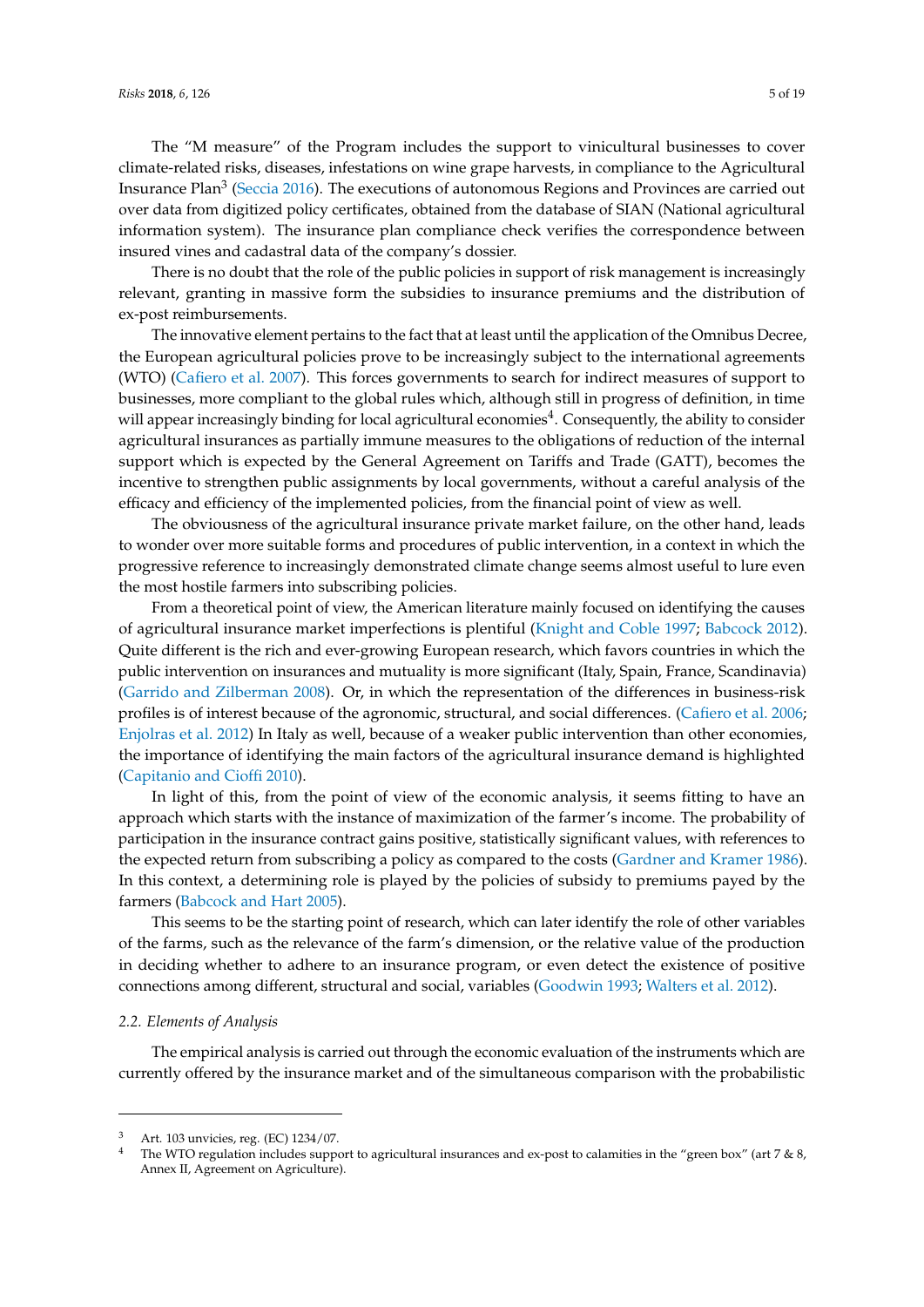The "M measure" of the Program includes the support to vinicultural businesses to cover climate-related risks, diseases, infestations on wine grape harvests, in compliance to the Agricultural Insurance Plan[3] (Seccia 2016). The executions of autonomous Regions and Provinces are carried out over data from digitized policy certificates, obtained from the database of SIAN (National agricultural information system). The insurance plan compliance check verifies the correspondence between insured vines and cadastral data of the company's dossier.

There is no doubt that the role of the public policies in support of risk management is increasingly relevant, granting in massive form the subsidies to insurance premiums and the distribution of ex-post reimbursements.

The innovative element pertains to the fact that at least until the application of the Omnibus Decree, the European agricultural policies prove to be increasingly subject to the international agreements (WTO) (Cafiero et al. 2007). This forces governments to search for indirect measures of support to businesses, more compliant to the global rules which, although still in progress of definition, in time will appear increasingly binding for local agricultural economies[4]. Consequently, the ability to consider agricultural insurances as partially immune measures to the obligations of reduction of the internal support which is expected by the General Agreement on Tariffs and Trade (GATT), becomes the incentive to strengthen public assignments by local governments, without a careful analysis of the efficacy and efficiency of the implemented policies, from the financial point of view as well.

The obviousness of the agricultural insurance private market failure, on the other hand, leads to wonder over more suitable forms and procedures of public intervention, in a context in which the progressive reference to increasingly demonstrated climate change seems almost useful to lure even the most hostile farmers into subscribing policies.

From a theoretical point of view, the American literature mainly focused on identifying the causes of agricultural insurance market imperfections is plentiful (Knight and Coble 1997; Babcock 2012). Quite different is the rich and ever-growing European research, which favors countries in which the public intervention on insurances and mutuality is more significant (Italy, Spain, France, Scandinavia) (Garrido and Zilberman 2008). Or, in which the representation of the differences in business-risk profiles is of interest because of the agronomic, structural, and social differences. (Cafiero et al. 2006; Enjolras et al. 2012) In Italy as well, because of a weaker public intervention than other economies, the importance of identifying the main factors of the agricultural insurance demand is highlighted (Capitanio and Cioffi 2010).

In light of this, from the point of view of the economic analysis, it seems fitting to have an approach which starts with the instance of maximization of the farmer's income. The probability of participation in the insurance contract gains positive, statistically significant values, with references to the expected return from subscribing a policy as compared to the costs (Gardner and Kramer 1986). In this context, a determining role is played by the policies of subsidy to premiums payed by the farmers (Babcock and Hart 2005).

This seems to be the starting point of research, which can later identify the role of other variables of the farms, such as the relevance of the farm's dimension, or the relative value of the production in deciding whether to adhere to an insurance program, or even detect the existence of positive connections among different, structural and social, variables (Goodwin 1993; Walters et al. 2012).

### *2.2. Elements of Analysis*

The empirical analysis is carried out through the economic evaluation of the instruments which are currently offered by the insurance market and of the simultaneous comparison with the probabilistic

---

[3] Art. 103 unvicies, reg. (EC) 1234/07.

[4] The WTO regulation includes support to agricultural insurances and ex-post to calamities in the "green box" (art 7 & 8, Annex II, Agreement on Agriculture).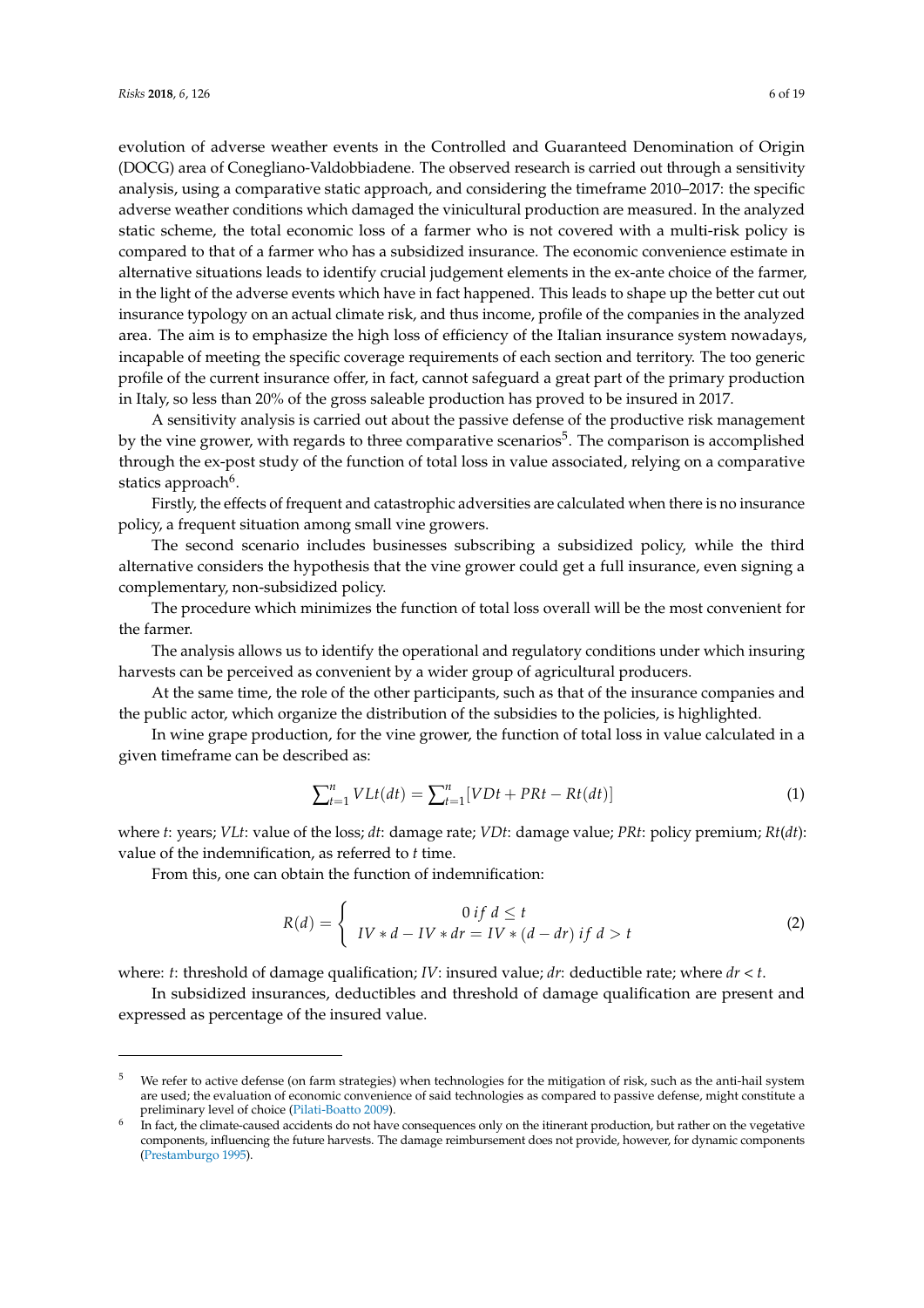evolution of adverse weather events in the Controlled and Guaranteed Denomination of Origin (DOCG) area of Conegliano-Valdobbiadene. The observed research is carried out through a sensitivity analysis, using a comparative static approach, and considering the timeframe 2010–2017: the specific adverse weather conditions which damaged the vinicultural production are measured. In the analyzed static scheme, the total economic loss of a farmer who is not covered with a multi-risk policy is compared to that of a farmer who has a subsidized insurance. The economic convenience estimate in alternative situations leads to identify crucial judgement elements in the ex-ante choice of the farmer, in the light of the adverse events which have in fact happened. This leads to shape up the better cut out insurance typology on an actual climate risk, and thus income, profile of the companies in the analyzed area. The aim is to emphasize the high loss of efficiency of the Italian insurance system nowadays, incapable of meeting the specific coverage requirements of each section and territory. The too generic profile of the current insurance offer, in fact, cannot safeguard a great part of the primary production in Italy, so less than 20% of the gross saleable production has proved to be insured in 2017.

A sensitivity analysis is carried out about the passive defense of the productive risk management by the vine grower, with regards to three comparative scenarios[5]. The comparison is accomplished through the ex-post study of the function of total loss in value associated, relying on a comparative statics approach[6].

Firstly, the effects of frequent and catastrophic adversities are calculated when there is no insurance policy, a frequent situation among small vine growers.

The second scenario includes businesses subscribing a subsidized policy, while the third alternative considers the hypothesis that the vine grower could get a full insurance, even signing a complementary, non-subsidized policy.

The procedure which minimizes the function of total loss overall will be the most convenient for the farmer.

The analysis allows us to identify the operational and regulatory conditions under which insuring harvests can be perceived as convenient by a wider group of agricultural producers.

At the same time, the role of the other participants, such as that of the insurance companies and the public actor, which organize the distribution of the subsidies to the policies, is highlighted.

In wine grape production, for the vine grower, the function of total loss in value calculated in a given timeframe can be described as:

$$\sum_{t=1}^{n} VLt(dt) = \sum_{t=1}^{n} [VDt + PRt - Rt(dt)] \tag{1}$$

where $t$: years; $VLt$: value of the loss; $dt$: damage rate; $VDt$: damage value; $PRt$: policy premium; $Rt(dt)$: value of the indemnification, as referred to $t$ time.

From this, one can obtain the function of indemnification:

$$R(d) = \begin{cases} 0 \; if \; d \leq t \\ IV * d - IV * dr = IV * (d - dr) \; if \; d > t \end{cases} \tag{2}$$

where: $t$: threshold of damage qualification; $IV$: insured value; $dr$: deductible rate; where $dr < t$.

In subsidized insurances, deductibles and threshold of damage qualification are present and expressed as percentage of the insured value.

---

[5] We refer to active defense (on farm strategies) when technologies for the mitigation of risk, such as the anti-hail system are used; the evaluation of economic convenience of said technologies as compared to passive defense, might constitute a preliminary level of choice (Pilati-Boatto 2009).

[6] In fact, the climate-caused accidents do not have consequences only on the itinerant production, but rather on the vegetative components, influencing the future harvests. The damage reimbursement does not provide, however, for dynamic components (Prestamburgo 1995).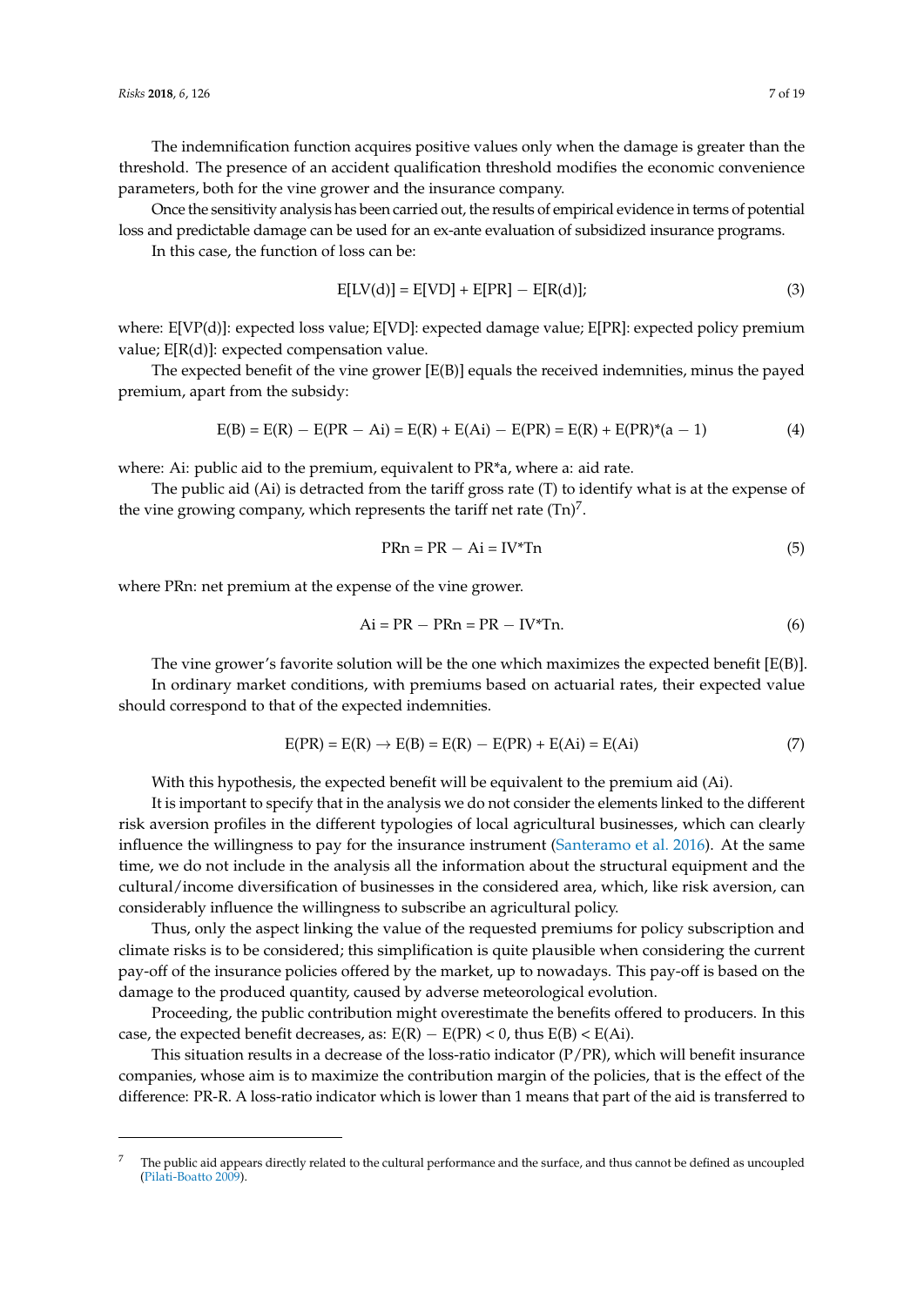The indemnification function acquires positive values only when the damage is greater than the threshold. The presence of an accident qualification threshold modifies the economic convenience parameters, both for the vine grower and the insurance company.

Once the sensitivity analysis has been carried out, the results of empirical evidence in terms of potential loss and predictable damage can be used for an ex-ante evaluation of subsidized insurance programs.

In this case, the function of loss can be:

$$E[LV(d)] = E[VD] + E[PR] - E[R(d)]; \tag{3}$$

where: E[VP(d)]: expected loss value; E[VD]: expected damage value; E[PR]: expected policy premium value; E[R(d)]: expected compensation value.

The expected benefit of the vine grower [E(B)] equals the received indemnities, minus the payed premium, apart from the subsidy:

$$E(B) = E(R) - E(PR - Ai) = E(R) + E(Ai) - E(PR) = E(R) + E(PR)*(a - 1) \tag{4}$$

where: Ai: public aid to the premium, equivalent to PR*a, where a: aid rate.

The public aid (Ai) is detracted from the tariff gross rate (T) to identify what is at the expense of the vine growing company, which represents the tariff net rate (Tn)[7].

$$PRn = PR - Ai = IV*Tn \tag{5}$$

where PRn: net premium at the expense of the vine grower.

$$Ai = PR - PRn = PR - IV*Tn. \tag{6}$$

The vine grower's favorite solution will be the one which maximizes the expected benefit [E(B)].

In ordinary market conditions, with premiums based on actuarial rates, their expected value should correspond to that of the expected indemnities.

$$E(PR) = E(R) \rightarrow E(B) = E(R) - E(PR) + E(Ai) = E(Ai) \tag{7}$$

With this hypothesis, the expected benefit will be equivalent to the premium aid (Ai).

It is important to specify that in the analysis we do not consider the elements linked to the different risk aversion profiles in the different typologies of local agricultural businesses, which can clearly influence the willingness to pay for the insurance instrument (Santeramo et al. 2016). At the same time, we do not include in the analysis all the information about the structural equipment and the cultural/income diversification of businesses in the considered area, which, like risk aversion, can considerably influence the willingness to subscribe an agricultural policy.

Thus, only the aspect linking the value of the requested premiums for policy subscription and climate risks is to be considered; this simplification is quite plausible when considering the current pay-off of the insurance policies offered by the market, up to nowadays. This pay-off is based on the damage to the produced quantity, caused by adverse meteorological evolution.

Proceeding, the public contribution might overestimate the benefits offered to producers. In this case, the expected benefit decreases, as: $E(R) - E(PR) < 0$, thus $E(B) < E(Ai)$.

This situation results in a decrease of the loss-ratio indicator (P/PR), which will benefit insurance companies, whose aim is to maximize the contribution margin of the policies, that is the effect of the difference: PR-R. A loss-ratio indicator which is lower than 1 means that part of the aid is transferred to

---

[7] The public aid appears directly related to the cultural performance and the surface, and thus cannot be defined as uncoupled (Pilati-Boatto 2009).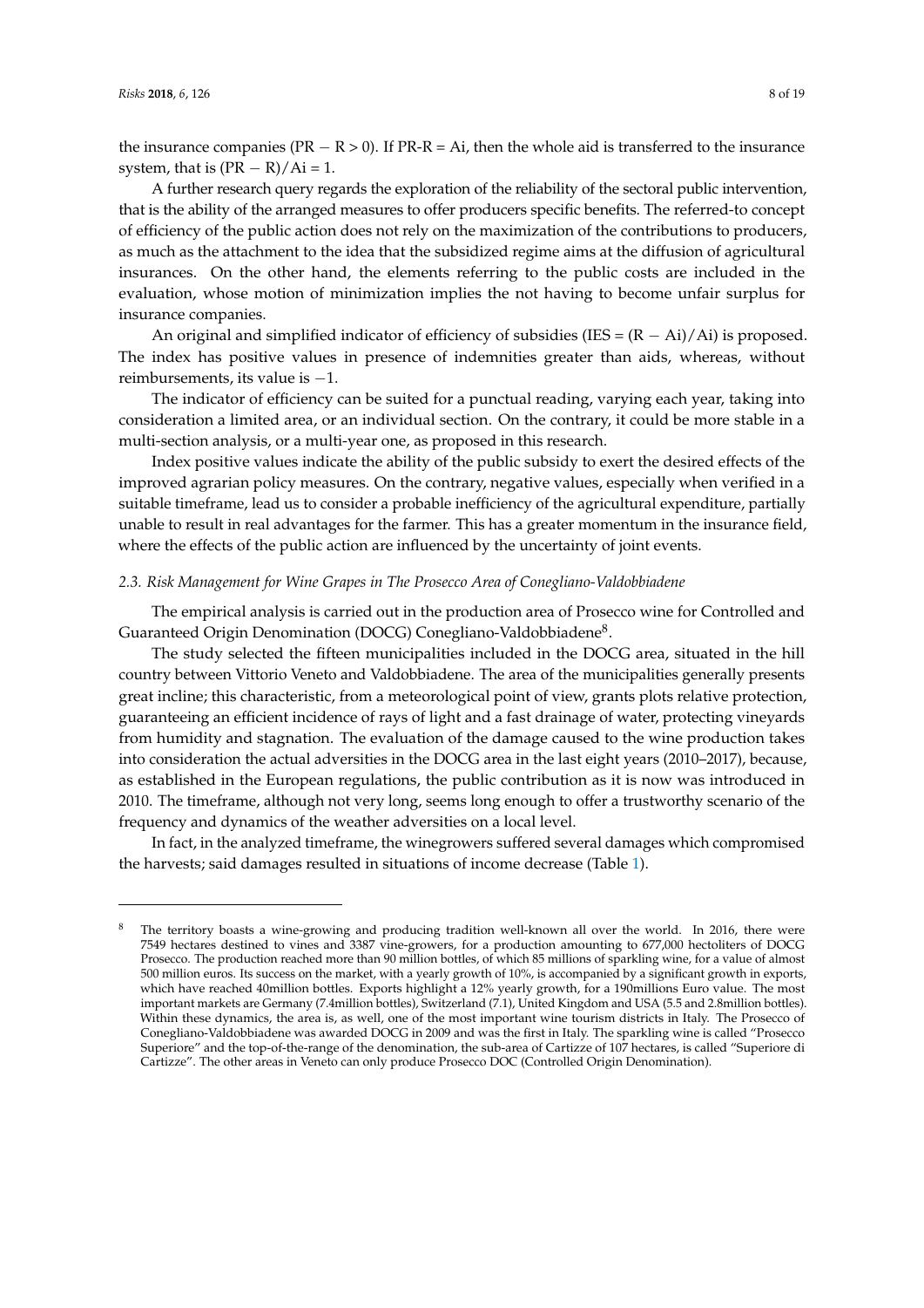the insurance companies ($PR - R > 0$). If $PR-R = Ai$, then the whole aid is transferred to the insurance system, that is $(PR - R)/Ai = 1$.

A further research query regards the exploration of the reliability of the sectoral public intervention, that is the ability of the arranged measures to offer producers specific benefits. The referred-to concept of efficiency of the public action does not rely on the maximization of the contributions to producers, as much as the attachment to the idea that the subsidized regime aims at the diffusion of agricultural insurances. On the other hand, the elements referring to the public costs are included in the evaluation, whose motion of minimization implies the not having to become unfair surplus for insurance companies.

An original and simplified indicator of efficiency of subsidies ($IES = (R - Ai)/Ai$) is proposed. The index has positive values in presence of indemnities greater than aids, whereas, without reimbursements, its value is $-1$.

The indicator of efficiency can be suited for a punctual reading, varying each year, taking into consideration a limited area, or an individual section. On the contrary, it could be more stable in a multi-section analysis, or a multi-year one, as proposed in this research.

Index positive values indicate the ability of the public subsidy to exert the desired effects of the improved agrarian policy measures. On the contrary, negative values, especially when verified in a suitable timeframe, lead us to consider a probable inefficiency of the agricultural expenditure, partially unable to result in real advantages for the farmer. This has a greater momentum in the insurance field, where the effects of the public action are influenced by the uncertainty of joint events.

### *2.3. Risk Management for Wine Grapes in The Prosecco Area of Conegliano-Valdobbiadene*

The empirical analysis is carried out in the production area of Prosecco wine for Controlled and Guaranteed Origin Denomination (DOCG) Conegliano-Valdobbiadene[8].

The study selected the fifteen municipalities included in the DOCG area, situated in the hill country between Vittorio Veneto and Valdobbiadene. The area of the municipalities generally presents great incline; this characteristic, from a meteorological point of view, grants plots relative protection, guaranteeing an efficient incidence of rays of light and a fast drainage of water, protecting vineyards from humidity and stagnation. The evaluation of the damage caused to the wine production takes into consideration the actual adversities in the DOCG area in the last eight years (2010–2017), because, as established in the European regulations, the public contribution as it is now was introduced in 2010. The timeframe, although not very long, seems long enough to offer a trustworthy scenario of the frequency and dynamics of the weather adversities on a local level.

In fact, in the analyzed timeframe, the winegrowers suffered several damages which compromised the harvests; said damages resulted in situations of income decrease (Table 1).

---

[8] The territory boasts a wine-growing and producing tradition well-known all over the world. In 2016, there were 7549 hectares destined to vines and 3387 vine-growers, for a production amounting to 677,000 hectoliters of DOCG Prosecco. The production reached more than 90 million bottles, of which 85 millions of sparkling wine, for a value of almost 500 million euros. Its success on the market, with a yearly growth of 10%, is accompanied by a significant growth in exports, which have reached 40million bottles. Exports highlight a 12% yearly growth, for a 190millions Euro value. The most important markets are Germany (7.4million bottles), Switzerland (7.1), United Kingdom and USA (5.5 and 2.8million bottles). Within these dynamics, the area is, as well, one of the most important wine tourism districts in Italy. The Prosecco of Conegliano-Valdobbiadene was awarded DOCG in 2009 and was the first in Italy. The sparkling wine is called "Prosecco Superiore" and the top-of-the-range of the denomination, the sub-area of Cartizze of 107 hectares, is called "Superiore di Cartizze". The other areas in Veneto can only produce Prosecco DOC (Controlled Origin Denomination).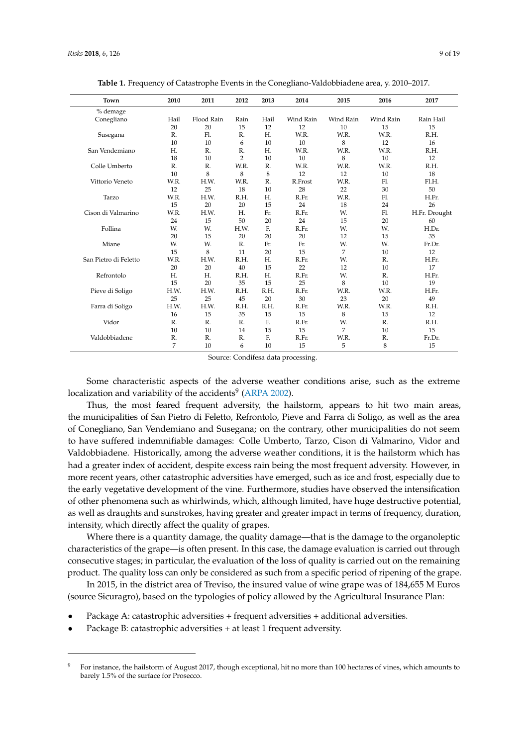**Table 1.** Frequency of Catastrophe Events in the Conegliano-Valdobbiadene area, y. 2010–2017.

| Town | 2010 | 2011 | 2012 | 2013 | 2014 | 2015 | 2016 | 2017 |
|---|---|---|---|---|---|---|---|---|
| % demage | | | | | | | | |
| Conegliano | Hail | Flood Rain | Rain | Hail | Wind Rain | Wind Rain | Wind Rain | Rain Hail |
| | 20 | 20 | 15 | 12 | 12 | 10 | 15 | 15 |
| Susegana | R. | Fl. | R. | H. | W.R. | W.R. | W.R. | R.H. |
| | 10 | 10 | 6 | 10 | 10 | 8 | 12 | 16 |
| San Vendemiano | H. | R. | R. | H. | W.R. | W.R. | W.R. | R.H. |
| | 18 | 10 | 2 | 10 | 10 | 8 | 10 | 12 |
| Colle Umberto | R. | R. | W.R. | R. | W.R. | W.R. | W.R. | R.H. |
| | 10 | 8 | 8 | 8 | 12 | 12 | 10 | 18 |
| Vittorio Veneto | W.R. | H.W. | W.R. | R. | R.Frost | W.R. | Fl. | Fl.H. |
| | 12 | 25 | 18 | 10 | 28 | 22 | 30 | 50 |
| Tarzo | W.R. | H.W. | R.H. | H. | R.Fr. | W.R. | Fl. | H.Fr. |
| | 15 | 20 | 20 | 15 | 24 | 18 | 24 | 26 |
| Cison di Valmarino | W.R. | H.W. | H. | Fr. | R.Fr. | W. | Fl. | H.Fr. Drought |
| | 24 | 15 | 50 | 20 | 24 | 15 | 20 | 60 |
| Follina | W. | W. | H.W. | F. | R.Fr. | W. | W. | H.Dr. |
| | 20 | 15 | 20 | 20 | 20 | 12 | 15 | 35 |
| Miane | W. | W. | R. | Fr. | Fr. | W. | W. | Fr.Dr. |
| | 15 | 8 | 11 | 20 | 15 | 7 | 10 | 12 |
| San Pietro di Feletto | W.R. | H.W. | R.H. | H. | R.Fr. | W. | R. | H.Fr. |
| | 20 | 20 | 40 | 15 | 22 | 12 | 10 | 17 |
| Refrontolo | H. | H. | R.H. | H. | R.Fr. | W. | R. | H.Fr. |
| | 15 | 20 | 35 | 15 | 25 | 8 | 10 | 19 |
| Pieve di Soligo | H.W. | H.W. | R.H. | R.H. | R.Fr. | W.R. | W.R. | H.Fr. |
| | 25 | 25 | 45 | 20 | 30 | 23 | 20 | 49 |
| Farra di Soligo | H.W. | H.W. | R.H. | R.H. | R.Fr. | W.R. | W.R. | R.H. |
| | 16 | 15 | 35 | 15 | 15 | 8 | 15 | 12 |
| Vidor | R. | R. | R. | F. | R.Fr. | W. | R. | R.H. |
| | 10 | 10 | 14 | 15 | 15 | 7 | 10 | 15 |
| Valdobbiadene | R. | R. | R. | F. | R.Fr. | W.R. | R. | Fr.Dr. |
| | 7 | 10 | 6 | 10 | 15 | 5 | 8 | 15 |

Source: Condifesa data processing.

Some characteristic aspects of the adverse weather conditions arise, such as the extreme localization and variability of the accidents[9] (ARPA 2002).

Thus, the most feared frequent adversity, the hailstorm, appears to hit two main areas, the municipalities of San Pietro di Feletto, Refrontolo, Pieve and Farra di Soligo, as well as the area of Conegliano, San Vendemiano and Susegana; on the contrary, other municipalities do not seem to have suffered indemnifiable damages: Colle Umberto, Tarzo, Cison di Valmarino, Vidor and Valdobbiadene. Historically, among the adverse weather conditions, it is the hailstorm which has had a greater index of accident, despite excess rain being the most frequent adversity. However, in more recent years, other catastrophic adversities have emerged, such as ice and frost, especially due to the early vegetative development of the vine. Furthermore, studies have observed the intensification of other phenomena such as whirlwinds, which, although limited, have huge destructive potential, as well as draughts and sunstrokes, having greater and greater impact in terms of frequency, duration, intensity, which directly affect the quality of grapes.

Where there is a quantity damage, the quality damage—that is the damage to the organoleptic characteristics of the grape—is often present. In this case, the damage evaluation is carried out through consecutive stages; in particular, the evaluation of the loss of quality is carried out on the remaining product. The quality loss can only be considered as such from a specific period of ripening of the grape.

In 2015, in the district area of Treviso, the insured value of wine grape was of 184,655 M Euros (source Sicuragro), based on the typologies of policy allowed by the Agricultural Insurance Plan:

- Package A: catastrophic adversities + frequent adversities + additional adversities.
- Package B: catastrophic adversities + at least 1 frequent adversity.

[9] For instance, the hailstorm of August 2017, though exceptional, hit no more than 100 hectares of vines, which amounts to barely 1.5% of the surface for Prosecco.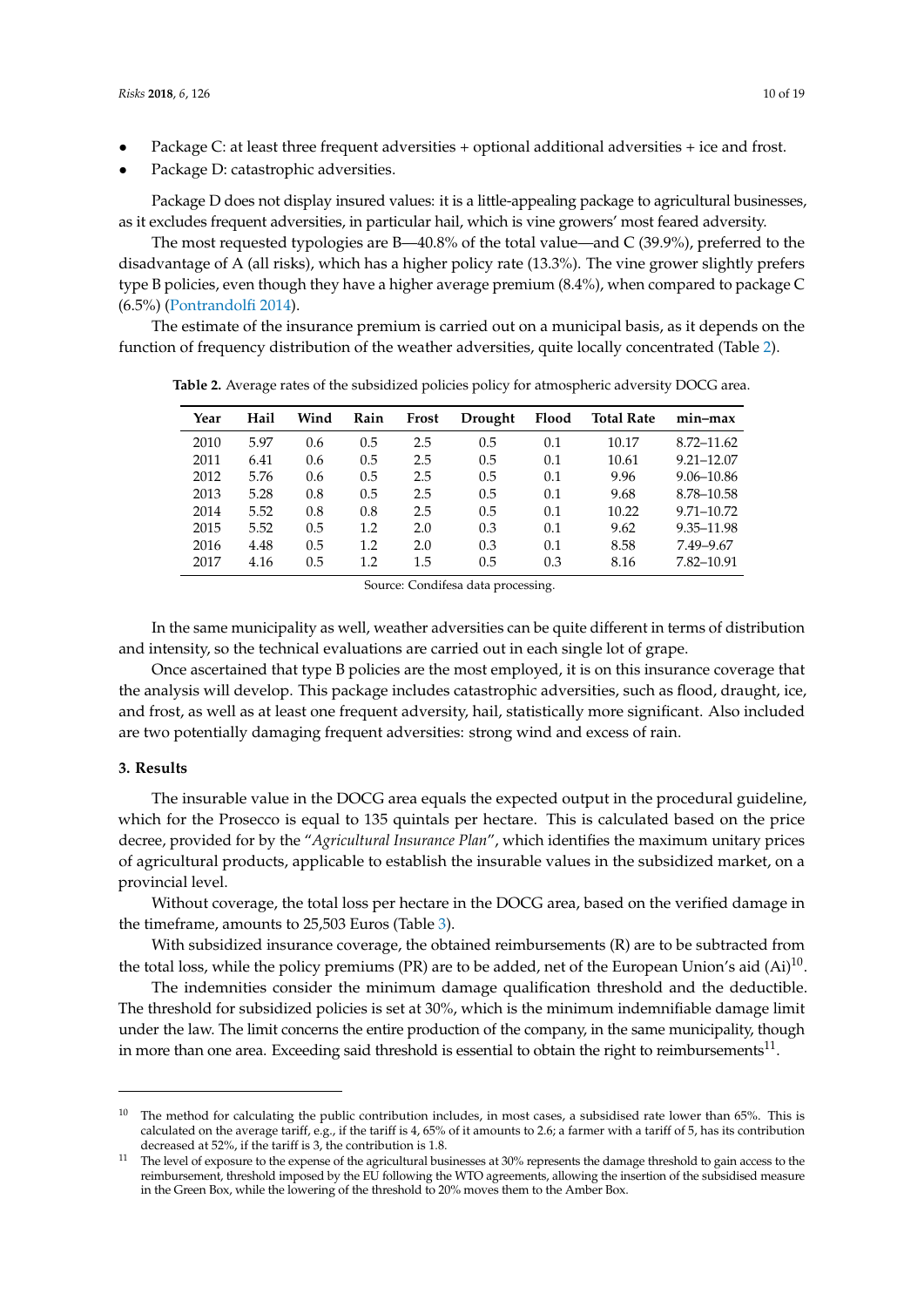- Package C: at least three frequent adversities + optional additional adversities + ice and frost.
- Package D: catastrophic adversities.

Package D does not display insured values: it is a little-appealing package to agricultural businesses, as it excludes frequent adversities, in particular hail, which is vine growers' most feared adversity.

The most requested typologies are B—40.8% of the total value—and C (39.9%), preferred to the disadvantage of A (all risks), which has a higher policy rate (13.3%). The vine grower slightly prefers type B policies, even though they have a higher average premium (8.4%), when compared to package C (6.5%) (Pontrandolfi 2014).

The estimate of the insurance premium is carried out on a municipal basis, as it depends on the function of frequency distribution of the weather adversities, quite locally concentrated (Table 2).

**Table 2.** Average rates of the subsidized policies policy for atmospheric adversity DOCG area.

| Year | Hail | Wind | Rain | Frost | Drought | Flood | Total Rate | min–max |
|---|---|---|---|---|---|---|---|---|
| 2010 | 5.97 | 0.6 | 0.5 | 2.5 | 0.5 | 0.1 | 10.17 | 8.72–11.62 |
| 2011 | 6.41 | 0.6 | 0.5 | 2.5 | 0.5 | 0.1 | 10.61 | 9.21–12.07 |
| 2012 | 5.76 | 0.6 | 0.5 | 2.5 | 0.5 | 0.1 | 9.96 | 9.06–10.86 |
| 2013 | 5.28 | 0.8 | 0.5 | 2.5 | 0.5 | 0.1 | 9.68 | 8.78–10.58 |
| 2014 | 5.52 | 0.8 | 0.8 | 2.5 | 0.5 | 0.1 | 10.22 | 9.71–10.72 |
| 2015 | 5.52 | 0.5 | 1.2 | 2.0 | 0.3 | 0.1 | 9.62 | 9.35–11.98 |
| 2016 | 4.48 | 0.5 | 1.2 | 2.0 | 0.3 | 0.1 | 8.58 | 7.49–9.67 |
| 2017 | 4.16 | 0.5 | 1.2 | 1.5 | 0.5 | 0.3 | 8.16 | 7.82–10.91 |

Source: Condifesa data processing.

In the same municipality as well, weather adversities can be quite different in terms of distribution and intensity, so the technical evaluations are carried out in each single lot of grape.

Once ascertained that type B policies are the most employed, it is on this insurance coverage that the analysis will develop. This package includes catastrophic adversities, such as flood, draught, ice, and frost, as well as at least one frequent adversity, hail, statistically more significant. Also included are two potentially damaging frequent adversities: strong wind and excess of rain.

## 3. Results

The insurable value in the DOCG area equals the expected output in the procedural guideline, which for the Prosecco is equal to 135 quintals per hectare. This is calculated based on the price decree, provided for by the "*Agricultural Insurance Plan*", which identifies the maximum unitary prices of agricultural products, applicable to establish the insurable values in the subsidized market, on a provincial level.

Without coverage, the total loss per hectare in the DOCG area, based on the verified damage in the timeframe, amounts to 25,503 Euros (Table 3).

With subsidized insurance coverage, the obtained reimbursements (R) are to be subtracted from the total loss, while the policy premiums (PR) are to be added, net of the European Union's aid (Ai)[10].

The indemnities consider the minimum damage qualification threshold and the deductible. The threshold for subsidized policies is set at 30%, which is the minimum indemnifiable damage limit under the law. The limit concerns the entire production of the company, in the same municipality, though in more than one area. Exceeding said threshold is essential to obtain the right to reimbursements[11].

---

[10] The method for calculating the public contribution includes, in most cases, a subsidised rate lower than 65%. This is calculated on the average tariff, e.g., if the tariff is 4, 65% of it amounts to 2.6; a farmer with a tariff of 5, has its contribution decreased at 52%, if the tariff is 3, the contribution is 1.8.

[11] The level of exposure to the expense of the agricultural businesses at 30% represents the damage threshold to gain access to the reimbursement, threshold imposed by the EU following the WTO agreements, allowing the insertion of the subsidised measure in the Green Box, while the lowering of the threshold to 20% moves them to the Amber Box.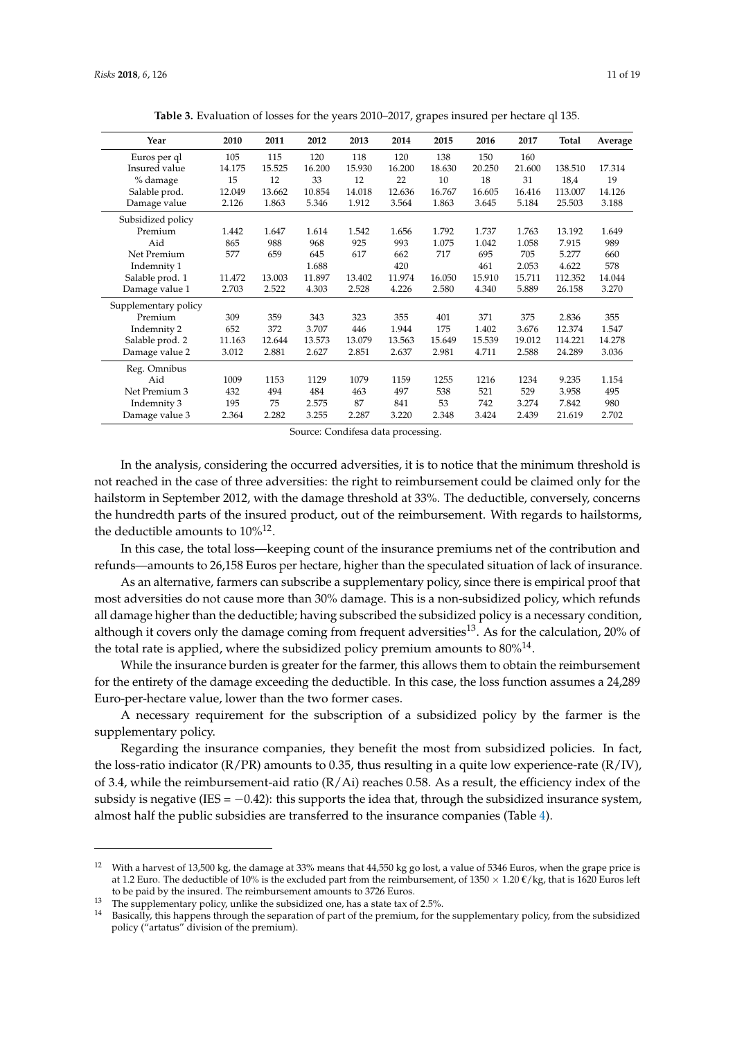**Table 3.** Evaluation of losses for the years 2010–2017, grapes insured per hectare ql 135.

| Year | 2010 | 2011 | 2012 | 2013 | 2014 | 2015 | 2016 | 2017 | Total | Average |
|---|---|---|---|---|---|---|---|---|---|---|
| Euros per ql | 105 | 115 | 120 | 118 | 120 | 138 | 150 | 160 | | |
| Insured value | 14.175 | 15.525 | 16.200 | 15.930 | 16.200 | 18.630 | 20.250 | 21.600 | 138.510 | 17.314 |
| % damage | 15 | 12 | 33 | 12 | 22 | 10 | 18 | 31 | 18,4 | 19 |
| Salable prod. | 12.049 | 13.662 | 10.854 | 14.018 | 12.636 | 16.767 | 16.605 | 16.416 | 113.007 | 14.126 |
| Damage value | 2.126 | 1.863 | 5.346 | 1.912 | 3.564 | 1.863 | 3.645 | 5.184 | 25.503 | 3.188 |
| Subsidized policy | | | | | | | | | | |
| Premium | 1.442 | 1.647 | 1.614 | 1.542 | 1.656 | 1.792 | 1.737 | 1.763 | 13.192 | 1.649 |
| Aid | 865 | 988 | 968 | 925 | 993 | 1.075 | 1.042 | 1.058 | 7.915 | 989 |
| Net Premium | 577 | 659 | 645 | 617 | 662 | 717 | 695 | 705 | 5.277 | 660 |
| Indemnity 1 | | | 1.688 | | 420 | | 461 | 2.053 | 4.622 | 578 |
| Salable prod. 1 | 11.472 | 13.003 | 11.897 | 13.402 | 11.974 | 16.050 | 15.910 | 15.711 | 112.352 | 14.044 |
| Damage value 1 | 2.703 | 2.522 | 4.303 | 2.528 | 4.226 | 2.580 | 4.340 | 5.889 | 26.158 | 3.270 |
| Supplementary policy | | | | | | | | | | |
| Premium | 309 | 359 | 343 | 323 | 355 | 401 | 371 | 375 | 2.836 | 355 |
| Indemnity 2 | 652 | 372 | 3.707 | 446 | 1.944 | 175 | 1.402 | 3.676 | 12.374 | 1.547 |
| Salable prod. 2 | 11.163 | 12.644 | 13.573 | 13.079 | 13.563 | 15.649 | 15.539 | 19.012 | 114.221 | 14.278 |
| Damage value 2 | 3.012 | 2.881 | 2.627 | 2.851 | 2.637 | 2.981 | 4.711 | 2.588 | 24.289 | 3.036 |
| Reg. Omnibus | | | | | | | | | | |
| Aid | 1009 | 1153 | 1129 | 1079 | 1159 | 1255 | 1216 | 1234 | 9.235 | 1.154 |
| Net Premium 3 | 432 | 494 | 484 | 463 | 497 | 538 | 521 | 529 | 3.958 | 495 |
| Indemnity 3 | 195 | 75 | 2.575 | 87 | 841 | 53 | 742 | 3.274 | 7.842 | 980 |
| Damage value 3 | 2.364 | 2.282 | 3.255 | 2.287 | 3.220 | 2.348 | 3.424 | 2.439 | 21.619 | 2.702 |

Source: Condifesa data processing.

In the analysis, considering the occurred adversities, it is to notice that the minimum threshold is not reached in the case of three adversities: the right to reimbursement could be claimed only for the hailstorm in September 2012, with the damage threshold at 33%. The deductible, conversely, concerns the hundredth parts of the insured product, out of the reimbursement. With regards to hailstorms, the deductible amounts to 10%[12].

In this case, the total loss—keeping count of the insurance premiums net of the contribution and refunds—amounts to 26,158 Euros per hectare, higher than the speculated situation of lack of insurance.

As an alternative, farmers can subscribe a supplementary policy, since there is empirical proof that most adversities do not cause more than 30% damage. This is a non-subsidized policy, which refunds all damage higher than the deductible; having subscribed the subsidized policy is a necessary condition, although it covers only the damage coming from frequent adversities[13]. As for the calculation, 20% of the total rate is applied, where the subsidized policy premium amounts to 80%[14].

While the insurance burden is greater for the farmer, this allows them to obtain the reimbursement for the entirety of the damage exceeding the deductible. In this case, the loss function assumes a 24,289 Euro-per-hectare value, lower than the two former cases.

A necessary requirement for the subscription of a subsidized policy by the farmer is the supplementary policy.

Regarding the insurance companies, they benefit the most from subsidized policies. In fact, the loss-ratio indicator (R/PR) amounts to 0.35, thus resulting in a quite low experience-rate (R/IV), of 3.4, while the reimbursement-aid ratio (R/Ai) reaches 0.58. As a result, the efficiency index of the subsidy is negative (IES = −0.42): this supports the idea that, through the subsidized insurance system, almost half the public subsidies are transferred to the insurance companies (Table 4).

[12] With a harvest of 13,500 kg, the damage at 33% means that 44,550 kg go lost, a value of 5346 Euros, when the grape price is at 1.2 Euro. The deductible of 10% is the excluded part from the reimbursement, of 1350 × 1.20 €/kg, that is 1620 Euros left to be paid by the insured. The reimbursement amounts to 3726 Euros.

[13] The supplementary policy, unlike the subsidized one, has a state tax of 2.5%.

[14] Basically, this happens through the separation of part of the premium, for the supplementary policy, from the subsidized policy ("artatus" division of the premium).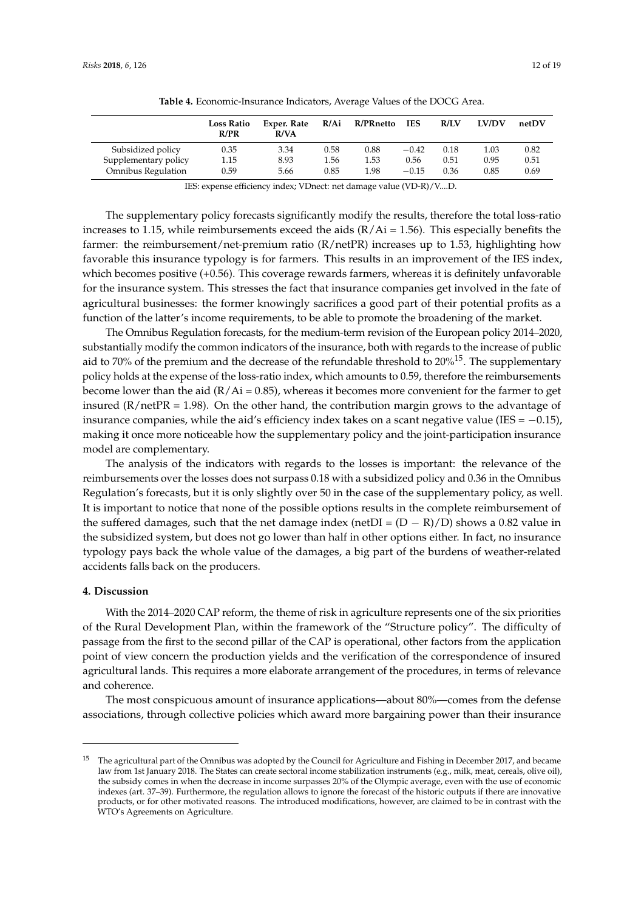**Table 4.** Economic-Insurance Indicators, Average Values of the DOCG Area.

| | Loss Ratio R/PR | Exper. Rate R/VA | R/Ai | R/PRnetto | IES | R/LV | LV/DV | netDV |
|---|---|---|---|---|---|---|---|---|
| Subsidized policy | 0.35 | 3.34 | 0.58 | 0.88 | −0.42 | 0.18 | 1.03 | 0.82 |
| Supplementary policy | 1.15 | 8.93 | 1.56 | 1.53 | 0.56 | 0.51 | 0.95 | 0.51 |
| Omnibus Regulation | 0.59 | 5.66 | 0.85 | 1.98 | −0.15 | 0.36 | 0.85 | 0.69 |

IES: expense efficiency index; VDnect: net damage value (VD-R)/V....D.

The supplementary policy forecasts significantly modify the results, therefore the total loss-ratio increases to 1.15, while reimbursements exceed the aids (R/Ai = 1.56). This especially benefits the farmer: the reimbursement/net-premium ratio (R/netPR) increases up to 1.53, highlighting how favorable this insurance typology is for farmers. This results in an improvement of the IES index, which becomes positive (+0.56). This coverage rewards farmers, whereas it is definitely unfavorable for the insurance system. This stresses the fact that insurance companies get involved in the fate of agricultural businesses: the former knowingly sacrifices a good part of their potential profits as a function of the latter's income requirements, to be able to promote the broadening of the market.

The Omnibus Regulation forecasts, for the medium-term revision of the European policy 2014–2020, substantially modify the common indicators of the insurance, both with regards to the increase of public aid to 70% of the premium and the decrease of the refundable threshold to 20%[15]. The supplementary policy holds at the expense of the loss-ratio index, which amounts to 0.59, therefore the reimbursements become lower than the aid (R/Ai = 0.85), whereas it becomes more convenient for the farmer to get insured (R/netPR = 1.98). On the other hand, the contribution margin grows to the advantage of insurance companies, while the aid's efficiency index takes on a scant negative value (IES = −0.15), making it once more noticeable how the supplementary policy and the joint-participation insurance model are complementary.

The analysis of the indicators with regards to the losses is important: the relevance of the reimbursements over the losses does not surpass 0.18 with a subsidized policy and 0.36 in the Omnibus Regulation's forecasts, but it is only slightly over 50 in the case of the supplementary policy, as well. It is important to notice that none of the possible options results in the complete reimbursement of the suffered damages, such that the net damage index (netDI = (D − R)/D) shows a 0.82 value in the subsidized system, but does not go lower than half in other options either. In fact, no insurance typology pays back the whole value of the damages, a big part of the burdens of weather-related accidents falls back on the producers.

## 4. Discussion

With the 2014–2020 CAP reform, the theme of risk in agriculture represents one of the six priorities of the Rural Development Plan, within the framework of the "Structure policy". The difficulty of passage from the first to the second pillar of the CAP is operational, other factors from the application point of view concern the production yields and the verification of the correspondence of insured agricultural lands. This requires a more elaborate arrangement of the procedures, in terms of relevance and coherence.

The most conspicuous amount of insurance applications—about 80%—comes from the defense associations, through collective policies which award more bargaining power than their insurance

---

[15] The agricultural part of the Omnibus was adopted by the Council for Agriculture and Fishing in December 2017, and became law from 1st January 2018. The States can create sectoral income stabilization instruments (e.g., milk, meat, cereals, olive oil), the subsidy comes in when the decrease in income surpasses 20% of the Olympic average, even with the use of economic indexes (art. 37–39). Furthermore, the regulation allows to ignore the forecast of the historic outputs if there are innovative products, or for other motivated reasons. The introduced modifications, however, are claimed to be in contrast with the WTO's Agreements on Agriculture.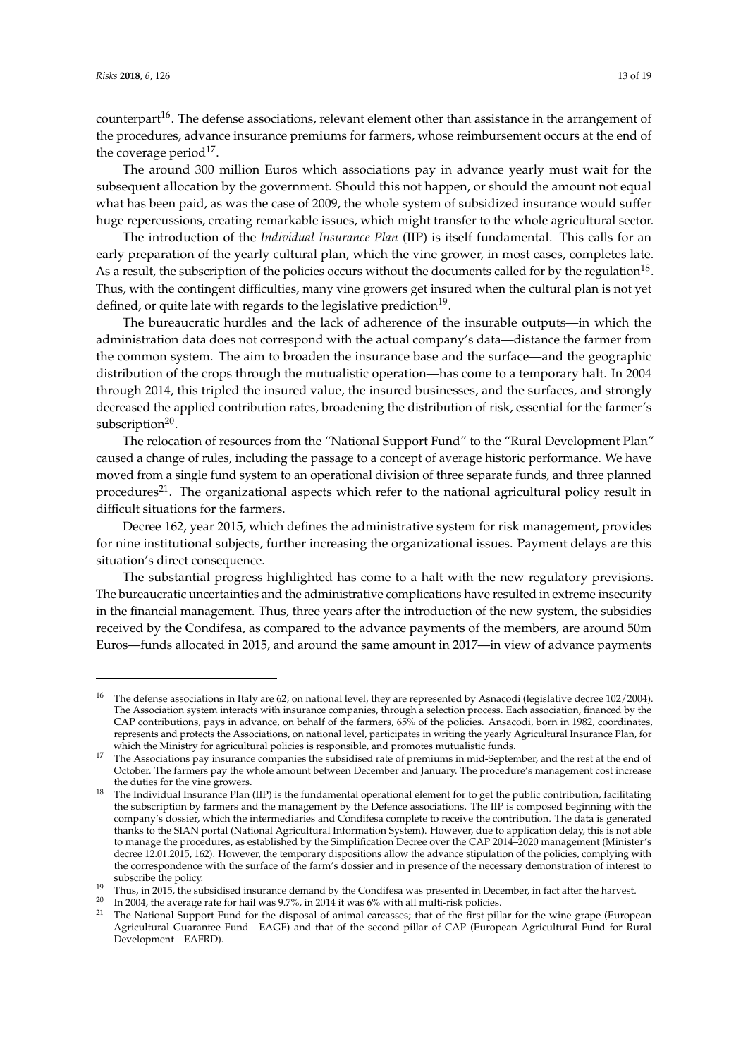counterpart[16]. The defense associations, relevant element other than assistance in the arrangement of the procedures, advance insurance premiums for farmers, whose reimbursement occurs at the end of the coverage period[17].

The around 300 million Euros which associations pay in advance yearly must wait for the subsequent allocation by the government. Should this not happen, or should the amount not equal what has been paid, as was the case of 2009, the whole system of subsidized insurance would suffer huge repercussions, creating remarkable issues, which might transfer to the whole agricultural sector.

The introduction of the *Individual Insurance Plan* (IIP) is itself fundamental. This calls for an early preparation of the yearly cultural plan, which the vine grower, in most cases, completes late. As a result, the subscription of the policies occurs without the documents called for by the regulation[18]. Thus, with the contingent difficulties, many vine growers get insured when the cultural plan is not yet defined, or quite late with regards to the legislative prediction[19].

The bureaucratic hurdles and the lack of adherence of the insurable outputs—in which the administration data does not correspond with the actual company's data—distance the farmer from the common system. The aim to broaden the insurance base and the surface—and the geographic distribution of the crops through the mutualistic operation—has come to a temporary halt. In 2004 through 2014, this tripled the insured value, the insured businesses, and the surfaces, and strongly decreased the applied contribution rates, broadening the distribution of risk, essential for the farmer's subscription[20].

The relocation of resources from the "National Support Fund" to the "Rural Development Plan" caused a change of rules, including the passage to a concept of average historic performance. We have moved from a single fund system to an operational division of three separate funds, and three planned procedures[21]. The organizational aspects which refer to the national agricultural policy result in difficult situations for the farmers.

Decree 162, year 2015, which defines the administrative system for risk management, provides for nine institutional subjects, further increasing the organizational issues. Payment delays are this situation's direct consequence.

The substantial progress highlighted has come to a halt with the new regulatory previsions. The bureaucratic uncertainties and the administrative complications have resulted in extreme insecurity in the financial management. Thus, three years after the introduction of the new system, the subsidies received by the Condifesa, as compared to the advance payments of the members, are around 50m Euros—funds allocated in 2015, and around the same amount in 2017—in view of advance payments

---

[16] The defense associations in Italy are 62; on national level, they are represented by Asnacodi (legislative decree 102/2004). The Association system interacts with insurance companies, through a selection process. Each association, financed by the CAP contributions, pays in advance, on behalf of the farmers, 65% of the policies. Ansacodi, born in 1982, coordinates, represents and protects the Associations, on national level, participates in writing the yearly Agricultural Insurance Plan, for which the Ministry for agricultural policies is responsible, and promotes mutualistic funds.

[17] The Associations pay insurance companies the subsidised rate of premiums in mid-September, and the rest at the end of October. The farmers pay the whole amount between December and January. The procedure's management cost increase the duties for the vine growers.

[18] The Individual Insurance Plan (IIP) is the fundamental operational element for to get the public contribution, facilitating the subscription by farmers and the management by the Defence associations. The IIP is composed beginning with the company's dossier, which the intermediaries and Condifesa complete to receive the contribution. The data is generated thanks to the SIAN portal (National Agricultural Information System). However, due to application delay, this is not able to manage the procedures, as established by the Simplification Decree over the CAP 2014–2020 management (Minister's decree 12.01.2015, 162). However, the temporary dispositions allow the advance stipulation of the policies, complying with the correspondence with the surface of the farm's dossier and in presence of the necessary demonstration of interest to subscribe the policy.

[19] Thus, in 2015, the subsidised insurance demand by the Condifesa was presented in December, in fact after the harvest.

[20] In 2004, the average rate for hail was 9.7%, in 2014 it was 6% with all multi-risk policies.

[21] The National Support Fund for the disposal of animal carcasses; that of the first pillar for the wine grape (European Agricultural Guarantee Fund—EAGF) and that of the second pillar of CAP (European Agricultural Fund for Rural Development—EAFRD).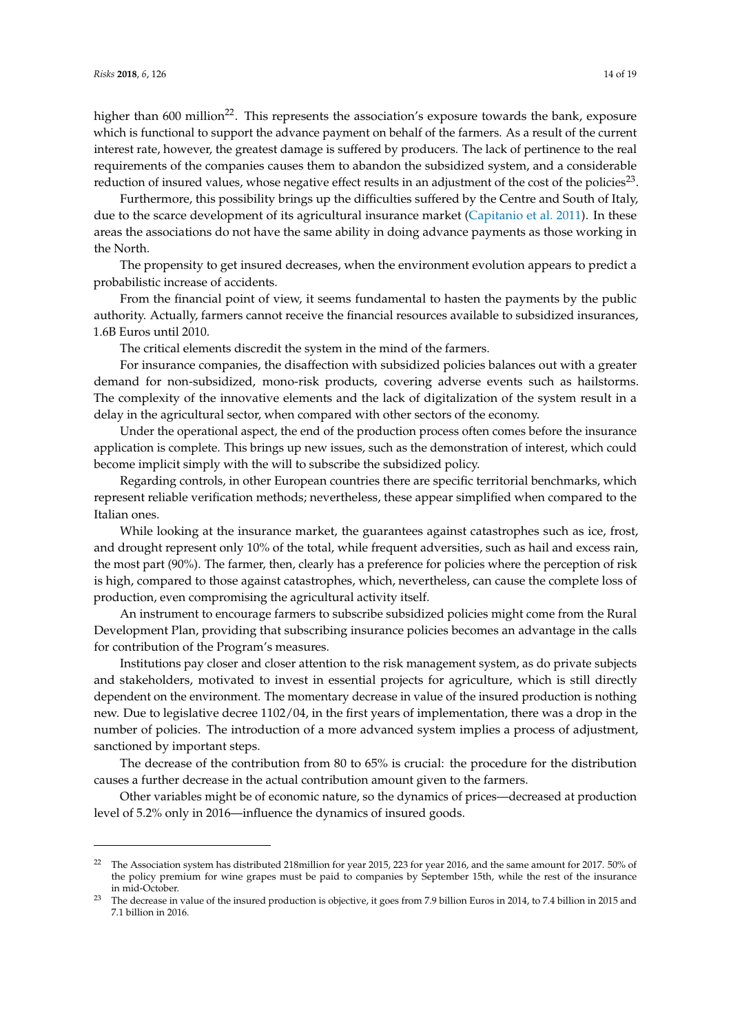higher than 600 million[22]. This represents the association's exposure towards the bank, exposure which is functional to support the advance payment on behalf of the farmers. As a result of the current interest rate, however, the greatest damage is suffered by producers. The lack of pertinence to the real requirements of the companies causes them to abandon the subsidized system, and a considerable reduction of insured values, whose negative effect results in an adjustment of the cost of the policies[23].

Furthermore, this possibility brings up the difficulties suffered by the Centre and South of Italy, due to the scarce development of its agricultural insurance market (Capitanio et al. 2011). In these areas the associations do not have the same ability in doing advance payments as those working in the North.

The propensity to get insured decreases, when the environment evolution appears to predict a probabilistic increase of accidents.

From the financial point of view, it seems fundamental to hasten the payments by the public authority. Actually, farmers cannot receive the financial resources available to subsidized insurances, 1.6B Euros until 2010.

The critical elements discredit the system in the mind of the farmers.

For insurance companies, the disaffection with subsidized policies balances out with a greater demand for non-subsidized, mono-risk products, covering adverse events such as hailstorms. The complexity of the innovative elements and the lack of digitalization of the system result in a delay in the agricultural sector, when compared with other sectors of the economy.

Under the operational aspect, the end of the production process often comes before the insurance application is complete. This brings up new issues, such as the demonstration of interest, which could become implicit simply with the will to subscribe the subsidized policy.

Regarding controls, in other European countries there are specific territorial benchmarks, which represent reliable verification methods; nevertheless, these appear simplified when compared to the Italian ones.

While looking at the insurance market, the guarantees against catastrophes such as ice, frost, and drought represent only 10% of the total, while frequent adversities, such as hail and excess rain, the most part (90%). The farmer, then, clearly has a preference for policies where the perception of risk is high, compared to those against catastrophes, which, nevertheless, can cause the complete loss of production, even compromising the agricultural activity itself.

An instrument to encourage farmers to subscribe subsidized policies might come from the Rural Development Plan, providing that subscribing insurance policies becomes an advantage in the calls for contribution of the Program's measures.

Institutions pay closer and closer attention to the risk management system, as do private subjects and stakeholders, motivated to invest in essential projects for agriculture, which is still directly dependent on the environment. The momentary decrease in value of the insured production is nothing new. Due to legislative decree 1102/04, in the first years of implementation, there was a drop in the number of policies. The introduction of a more advanced system implies a process of adjustment, sanctioned by important steps.

The decrease of the contribution from 80 to 65% is crucial: the procedure for the distribution causes a further decrease in the actual contribution amount given to the farmers.

Other variables might be of economic nature, so the dynamics of prices—decreased at production level of 5.2% only in 2016—influence the dynamics of insured goods.

---

[22] The Association system has distributed 218million for year 2015, 223 for year 2016, and the same amount for 2017. 50% of the policy premium for wine grapes must be paid to companies by September 15th, while the rest of the insurance in mid-October.

[23] The decrease in value of the insured production is objective, it goes from 7.9 billion Euros in 2014, to 7.4 billion in 2015 and 7.1 billion in 2016.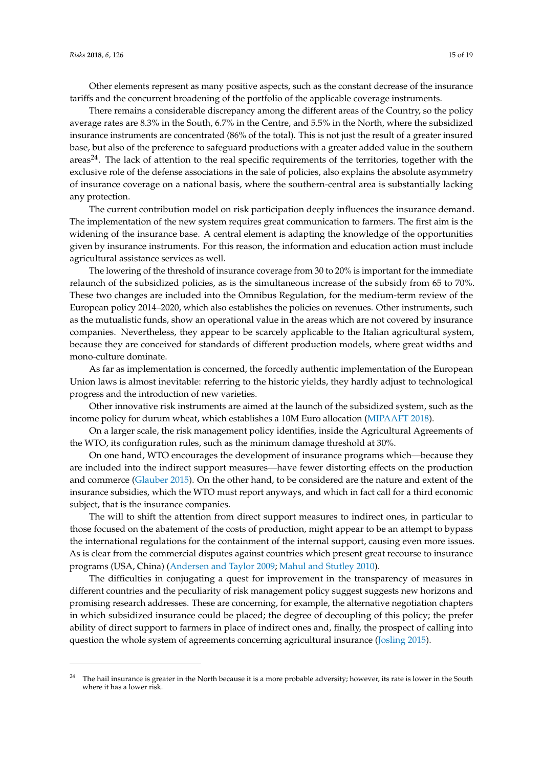Other elements represent as many positive aspects, such as the constant decrease of the insurance tariffs and the concurrent broadening of the portfolio of the applicable coverage instruments.

There remains a considerable discrepancy among the different areas of the Country, so the policy average rates are 8.3% in the South, 6.7% in the Centre, and 5.5% in the North, where the subsidized insurance instruments are concentrated (86% of the total). This is not just the result of a greater insured base, but also of the preference to safeguard productions with a greater added value in the southern areas[24]. The lack of attention to the real specific requirements of the territories, together with the exclusive role of the defense associations in the sale of policies, also explains the absolute asymmetry of insurance coverage on a national basis, where the southern-central area is substantially lacking any protection.

The current contribution model on risk participation deeply influences the insurance demand. The implementation of the new system requires great communication to farmers. The first aim is the widening of the insurance base. A central element is adapting the knowledge of the opportunities given by insurance instruments. For this reason, the information and education action must include agricultural assistance services as well.

The lowering of the threshold of insurance coverage from 30 to 20% is important for the immediate relaunch of the subsidized policies, as is the simultaneous increase of the subsidy from 65 to 70%. These two changes are included into the Omnibus Regulation, for the medium-term review of the European policy 2014–2020, which also establishes the policies on revenues. Other instruments, such as the mutualistic funds, show an operational value in the areas which are not covered by insurance companies. Nevertheless, they appear to be scarcely applicable to the Italian agricultural system, because they are conceived for standards of different production models, where great widths and mono-culture dominate.

As far as implementation is concerned, the forcedly authentic implementation of the European Union laws is almost inevitable: referring to the historic yields, they hardly adjust to technological progress and the introduction of new varieties.

Other innovative risk instruments are aimed at the launch of the subsidized system, such as the income policy for durum wheat, which establishes a 10M Euro allocation (MIPAAFT 2018).

On a larger scale, the risk management policy identifies, inside the Agricultural Agreements of the WTO, its configuration rules, such as the minimum damage threshold at 30%.

On one hand, WTO encourages the development of insurance programs which—because they are included into the indirect support measures—have fewer distorting effects on the production and commerce (Glauber 2015). On the other hand, to be considered are the nature and extent of the insurance subsidies, which the WTO must report anyways, and which in fact call for a third economic subject, that is the insurance companies.

The will to shift the attention from direct support measures to indirect ones, in particular to those focused on the abatement of the costs of production, might appear to be an attempt to bypass the international regulations for the containment of the internal support, causing even more issues. As is clear from the commercial disputes against countries which present great recourse to insurance programs (USA, China) (Andersen and Taylor 2009; Mahul and Stutley 2010).

The difficulties in conjugating a quest for improvement in the transparency of measures in different countries and the peculiarity of risk management policy suggest suggests new horizons and promising research addresses. These are concerning, for example, the alternative negotiation chapters in which subsidized insurance could be placed; the degree of decoupling of this policy; the prefer ability of direct support to farmers in place of indirect ones and, finally, the prospect of calling into question the whole system of agreements concerning agricultural insurance (Josling 2015).

---

[24] The hail insurance is greater in the North because it is a more probable adversity; however, its rate is lower in the South where it has a lower risk.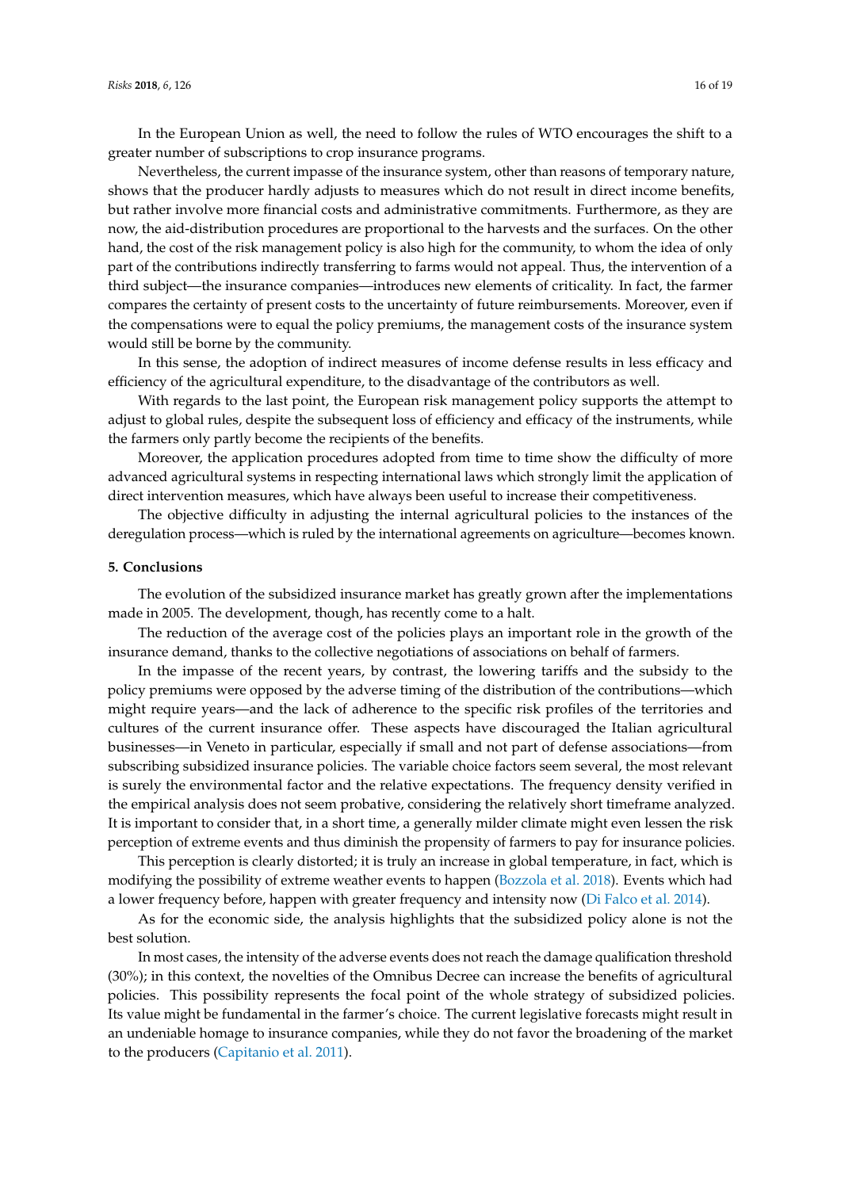In the European Union as well, the need to follow the rules of WTO encourages the shift to a greater number of subscriptions to crop insurance programs.

Nevertheless, the current impasse of the insurance system, other than reasons of temporary nature, shows that the producer hardly adjusts to measures which do not result in direct income benefits, but rather involve more financial costs and administrative commitments. Furthermore, as they are now, the aid-distribution procedures are proportional to the harvests and the surfaces. On the other hand, the cost of the risk management policy is also high for the community, to whom the idea of only part of the contributions indirectly transferring to farms would not appeal. Thus, the intervention of a third subject—the insurance companies—introduces new elements of criticality. In fact, the farmer compares the certainty of present costs to the uncertainty of future reimbursements. Moreover, even if the compensations were to equal the policy premiums, the management costs of the insurance system would still be borne by the community.

In this sense, the adoption of indirect measures of income defense results in less efficacy and efficiency of the agricultural expenditure, to the disadvantage of the contributors as well.

With regards to the last point, the European risk management policy supports the attempt to adjust to global rules, despite the subsequent loss of efficiency and efficacy of the instruments, while the farmers only partly become the recipients of the benefits.

Moreover, the application procedures adopted from time to time show the difficulty of more advanced agricultural systems in respecting international laws which strongly limit the application of direct intervention measures, which have always been useful to increase their competitiveness.

The objective difficulty in adjusting the internal agricultural policies to the instances of the deregulation process—which is ruled by the international agreements on agriculture—becomes known.

## 5. Conclusions

The evolution of the subsidized insurance market has greatly grown after the implementations made in 2005. The development, though, has recently come to a halt.

The reduction of the average cost of the policies plays an important role in the growth of the insurance demand, thanks to the collective negotiations of associations on behalf of farmers.

In the impasse of the recent years, by contrast, the lowering tariffs and the subsidy to the policy premiums were opposed by the adverse timing of the distribution of the contributions—which might require years—and the lack of adherence to the specific risk profiles of the territories and cultures of the current insurance offer. These aspects have discouraged the Italian agricultural businesses—in Veneto in particular, especially if small and not part of defense associations—from subscribing subsidized insurance policies. The variable choice factors seem several, the most relevant is surely the environmental factor and the relative expectations. The frequency density verified in the empirical analysis does not seem probative, considering the relatively short timeframe analyzed. It is important to consider that, in a short time, a generally milder climate might even lessen the risk perception of extreme events and thus diminish the propensity of farmers to pay for insurance policies.

This perception is clearly distorted; it is truly an increase in global temperature, in fact, which is modifying the possibility of extreme weather events to happen (Bozzola et al. 2018). Events which had a lower frequency before, happen with greater frequency and intensity now (Di Falco et al. 2014).

As for the economic side, the analysis highlights that the subsidized policy alone is not the best solution.

In most cases, the intensity of the adverse events does not reach the damage qualification threshold (30%); in this context, the novelties of the Omnibus Decree can increase the benefits of agricultural policies. This possibility represents the focal point of the whole strategy of subsidized policies. Its value might be fundamental in the farmer's choice. The current legislative forecasts might result in an undeniable homage to insurance companies, while they do not favor the broadening of the market to the producers (Capitanio et al. 2011).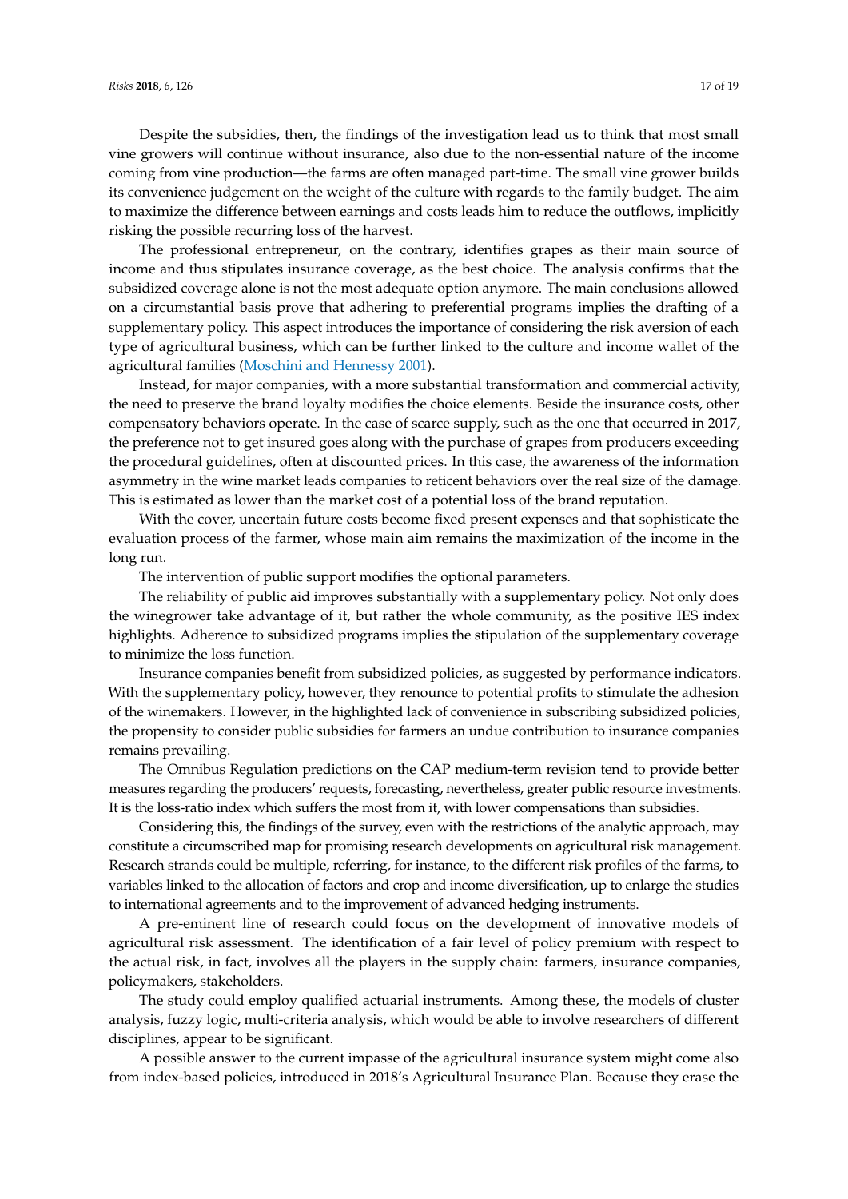Despite the subsidies, then, the findings of the investigation lead us to think that most small vine growers will continue without insurance, also due to the non-essential nature of the income coming from vine production—the farms are often managed part-time. The small vine grower builds its convenience judgement on the weight of the culture with regards to the family budget. The aim to maximize the difference between earnings and costs leads him to reduce the outflows, implicitly risking the possible recurring loss of the harvest.

The professional entrepreneur, on the contrary, identifies grapes as their main source of income and thus stipulates insurance coverage, as the best choice. The analysis confirms that the subsidized coverage alone is not the most adequate option anymore. The main conclusions allowed on a circumstantial basis prove that adhering to preferential programs implies the drafting of a supplementary policy. This aspect introduces the importance of considering the risk aversion of each type of agricultural business, which can be further linked to the culture and income wallet of the agricultural families (Moschini and Hennessy 2001).

Instead, for major companies, with a more substantial transformation and commercial activity, the need to preserve the brand loyalty modifies the choice elements. Beside the insurance costs, other compensatory behaviors operate. In the case of scarce supply, such as the one that occurred in 2017, the preference not to get insured goes along with the purchase of grapes from producers exceeding the procedural guidelines, often at discounted prices. In this case, the awareness of the information asymmetry in the wine market leads companies to reticent behaviors over the real size of the damage. This is estimated as lower than the market cost of a potential loss of the brand reputation.

With the cover, uncertain future costs become fixed present expenses and that sophisticate the evaluation process of the farmer, whose main aim remains the maximization of the income in the long run.

The intervention of public support modifies the optional parameters.

The reliability of public aid improves substantially with a supplementary policy. Not only does the winegrower take advantage of it, but rather the whole community, as the positive IES index highlights. Adherence to subsidized programs implies the stipulation of the supplementary coverage to minimize the loss function.

Insurance companies benefit from subsidized policies, as suggested by performance indicators. With the supplementary policy, however, they renounce to potential profits to stimulate the adhesion of the winemakers. However, in the highlighted lack of convenience in subscribing subsidized policies, the propensity to consider public subsidies for farmers an undue contribution to insurance companies remains prevailing.

The Omnibus Regulation predictions on the CAP medium-term revision tend to provide better measures regarding the producers' requests, forecasting, nevertheless, greater public resource investments. It is the loss-ratio index which suffers the most from it, with lower compensations than subsidies.

Considering this, the findings of the survey, even with the restrictions of the analytic approach, may constitute a circumscribed map for promising research developments on agricultural risk management. Research strands could be multiple, referring, for instance, to the different risk profiles of the farms, to variables linked to the allocation of factors and crop and income diversification, up to enlarge the studies to international agreements and to the improvement of advanced hedging instruments.

A pre-eminent line of research could focus on the development of innovative models of agricultural risk assessment. The identification of a fair level of policy premium with respect to the actual risk, in fact, involves all the players in the supply chain: farmers, insurance companies, policymakers, stakeholders.

The study could employ qualified actuarial instruments. Among these, the models of cluster analysis, fuzzy logic, multi-criteria analysis, which would be able to involve researchers of different disciplines, appear to be significant.

A possible answer to the current impasse of the agricultural insurance system might come also from index-based policies, introduced in 2018's Agricultural Insurance Plan. Because they erase the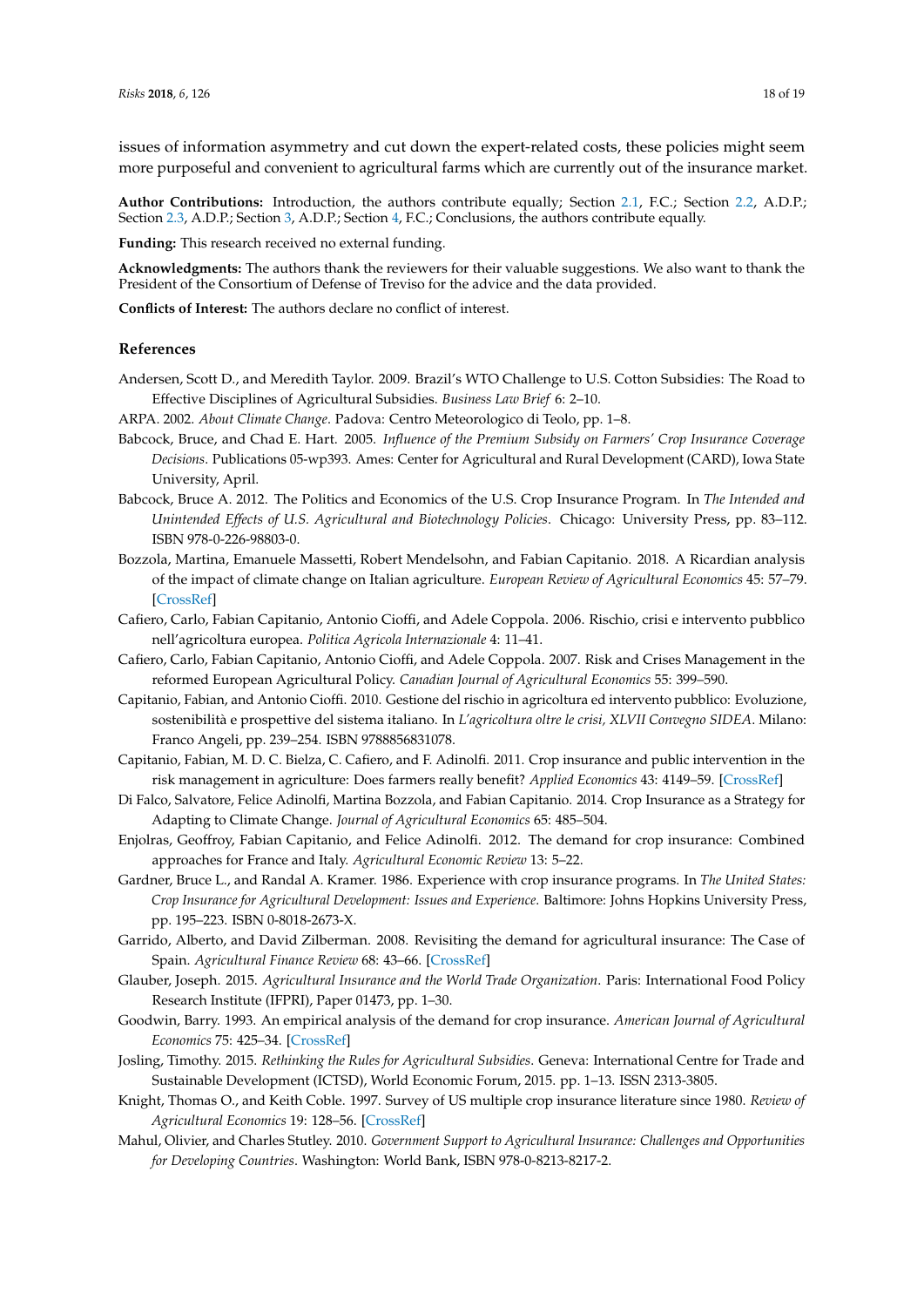issues of information asymmetry and cut down the expert-related costs, these policies might seem more purposeful and convenient to agricultural farms which are currently out of the insurance market.

**Author Contributions:** Introduction, the authors contribute equally; Section 2.1, F.C.; Section 2.2, A.D.P.; Section 2.3, A.D.P.; Section 3, A.D.P.; Section 4, F.C.; Conclusions, the authors contribute equally.

**Funding:** This research received no external funding.

**Acknowledgments:** The authors thank the reviewers for their valuable suggestions. We also want to thank the President of the Consortium of Defense of Treviso for the advice and the data provided.

**Conflicts of Interest:** The authors declare no conflict of interest.

## References

Andersen, Scott D., and Meredith Taylor. 2009. Brazil's WTO Challenge to U.S. Cotton Subsidies: The Road to Effective Disciplines of Agricultural Subsidies. *Business Law Brief* 6: 2–10.

ARPA. 2002. *About Climate Change*. Padova: Centro Meteorologico di Teolo, pp. 1–8.

Babcock, Bruce, and Chad E. Hart. 2005. *Influence of the Premium Subsidy on Farmers' Crop Insurance Coverage Decisions*. Publications 05-wp393. Ames: Center for Agricultural and Rural Development (CARD), Iowa State University, April.

Babcock, Bruce A. 2012. The Politics and Economics of the U.S. Crop Insurance Program. In *The Intended and Unintended Effects of U.S. Agricultural and Biotechnology Policies*. Chicago: University Press, pp. 83–112. ISBN 978-0-226-98803-0.

Bozzola, Martina, Emanuele Massetti, Robert Mendelsohn, and Fabian Capitanio. 2018. A Ricardian analysis of the impact of climate change on Italian agriculture. *European Review of Agricultural Economics* 45: 57–79. [CrossRef]

Cafiero, Carlo, Fabian Capitanio, Antonio Cioffi, and Adele Coppola. 2006. Rischio, crisi e intervento pubblico nell'agricoltura europea. *Politica Agricola Internazionale* 4: 11–41.

Cafiero, Carlo, Fabian Capitanio, Antonio Cioffi, and Adele Coppola. 2007. Risk and Crises Management in the reformed European Agricultural Policy. *Canadian Journal of Agricultural Economics* 55: 399–590.

Capitanio, Fabian, and Antonio Cioffi. 2010. Gestione del rischio in agricoltura ed intervento pubblico: Evoluzione, sostenibilità e prospettive del sistema italiano. In *L'agricoltura oltre le crisi, XLVII Convegno SIDEA*. Milano: Franco Angeli, pp. 239–254. ISBN 9788856831078.

Capitanio, Fabian, M. D. C. Bielza, C. Cafiero, and F. Adinolfi. 2011. Crop insurance and public intervention in the risk management in agriculture: Does farmers really benefit? *Applied Economics* 43: 4149–59. [CrossRef]

Di Falco, Salvatore, Felice Adinolfi, Martina Bozzola, and Fabian Capitanio. 2014. Crop Insurance as a Strategy for Adapting to Climate Change. *Journal of Agricultural Economics* 65: 485–504.

Enjolras, Geoffroy, Fabian Capitanio, and Felice Adinolfi. 2012. The demand for crop insurance: Combined approaches for France and Italy. *Agricultural Economic Review* 13: 5–22.

Gardner, Bruce L., and Randal A. Kramer. 1986. Experience with crop insurance programs. In *The United States: Crop Insurance for Agricultural Development: Issues and Experience*. Baltimore: Johns Hopkins University Press, pp. 195–223. ISBN 0-8018-2673-X.

Garrido, Alberto, and David Zilberman. 2008. Revisiting the demand for agricultural insurance: The Case of Spain. *Agricultural Finance Review* 68: 43–66. [CrossRef]

Glauber, Joseph. 2015. *Agricultural Insurance and the World Trade Organization*. Paris: International Food Policy Research Institute (IFPRI), Paper 01473, pp. 1–30.

Goodwin, Barry. 1993. An empirical analysis of the demand for crop insurance. *American Journal of Agricultural Economics* 75: 425–34. [CrossRef]

Josling, Timothy. 2015. *Rethinking the Rules for Agricultural Subsidies*. Geneva: International Centre for Trade and Sustainable Development (ICTSD), World Economic Forum, 2015. pp. 1–13. ISSN 2313-3805.

Knight, Thomas O., and Keith Coble. 1997. Survey of US multiple crop insurance literature since 1980. *Review of Agricultural Economics* 19: 128–56. [CrossRef]

Mahul, Olivier, and Charles Stutley. 2010. *Government Support to Agricultural Insurance: Challenges and Opportunities for Developing Countries*. Washington: World Bank, ISBN 978-0-8213-8217-2.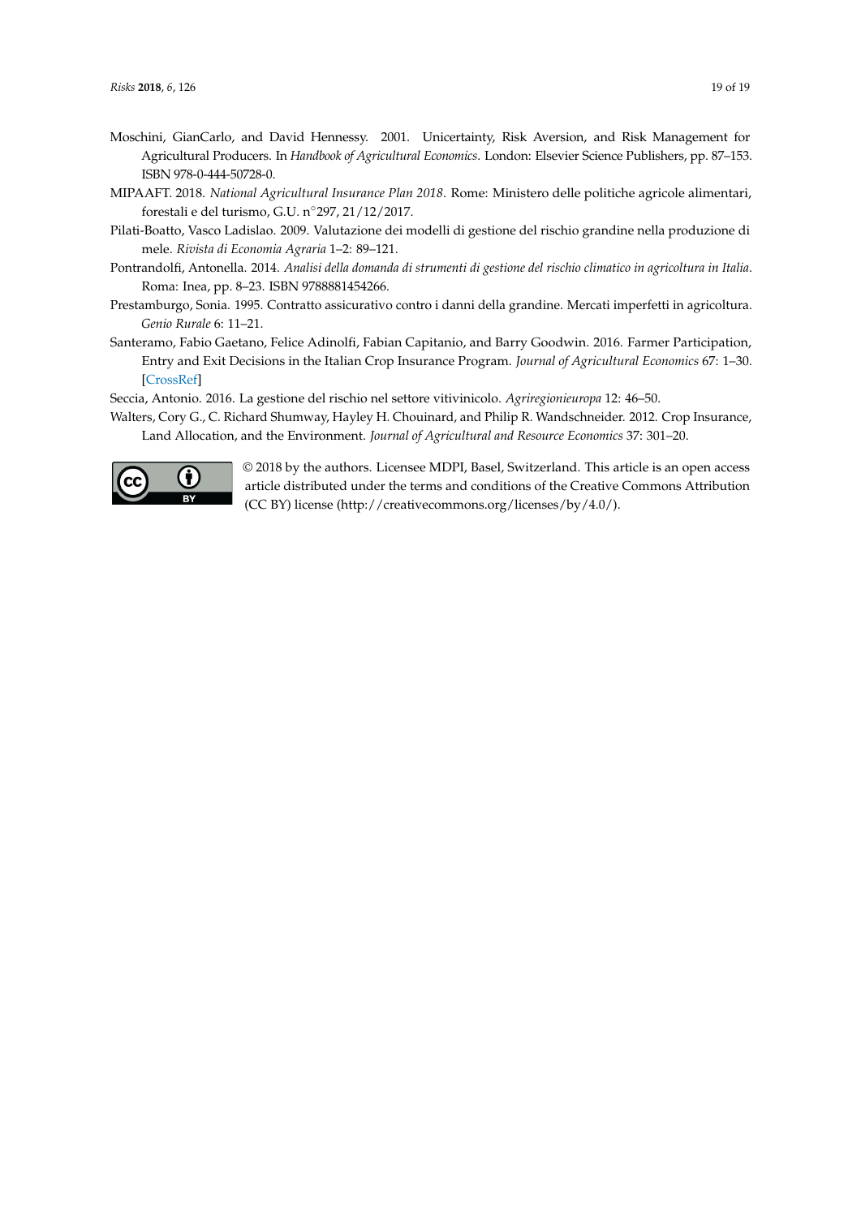Moschini, GianCarlo, and David Hennessy. 2001. Unicertainty, Risk Aversion, and Risk Management for Agricultural Producers. In *Handbook of Agricultural Economics*. London: Elsevier Science Publishers, pp. 87–153. ISBN 978-0-444-50728-0.

MIPAAFT. 2018. *National Agricultural Insurance Plan 2018*. Rome: Ministero delle politiche agricole alimentari, forestali e del turismo, G.U. n°297, 21/12/2017.

Pilati-Boatto, Vasco Ladislao. 2009. Valutazione dei modelli di gestione del rischio grandine nella produzione di mele. *Rivista di Economia Agraria* 1–2: 89–121.

Pontrandolfi, Antonella. 2014. *Analisi della domanda di strumenti di gestione del rischio climatico in agricoltura in Italia*. Roma: Inea, pp. 8–23. ISBN 9788881454266.

Prestamburgo, Sonia. 1995. Contratto assicurativo contro i danni della grandine. Mercati imperfetti in agricoltura. *Genio Rurale* 6: 11–21.

Santeramo, Fabio Gaetano, Felice Adinolfi, Fabian Capitanio, and Barry Goodwin. 2016. Farmer Participation, Entry and Exit Decisions in the Italian Crop Insurance Program. *Journal of Agricultural Economics* 67: 1–30. [CrossRef]

Seccia, Antonio. 2016. La gestione del rischio nel settore vitivinicolo. *Agriregionieuropa* 12: 46–50.

Walters, Cory G., C. Richard Shumway, Hayley H. Chouinard, and Philip R. Wandschneider. 2012. Crop Insurance, Land Allocation, and the Environment. *Journal of Agricultural and Resource Economics* 37: 301–20.

© 2018 by the authors. Licensee MDPI, Basel, Switzerland. This article is an open access article distributed under the terms and conditions of the Creative Commons Attribution (CC BY) license (http://creativecommons.org/licenses/by/4.0/).